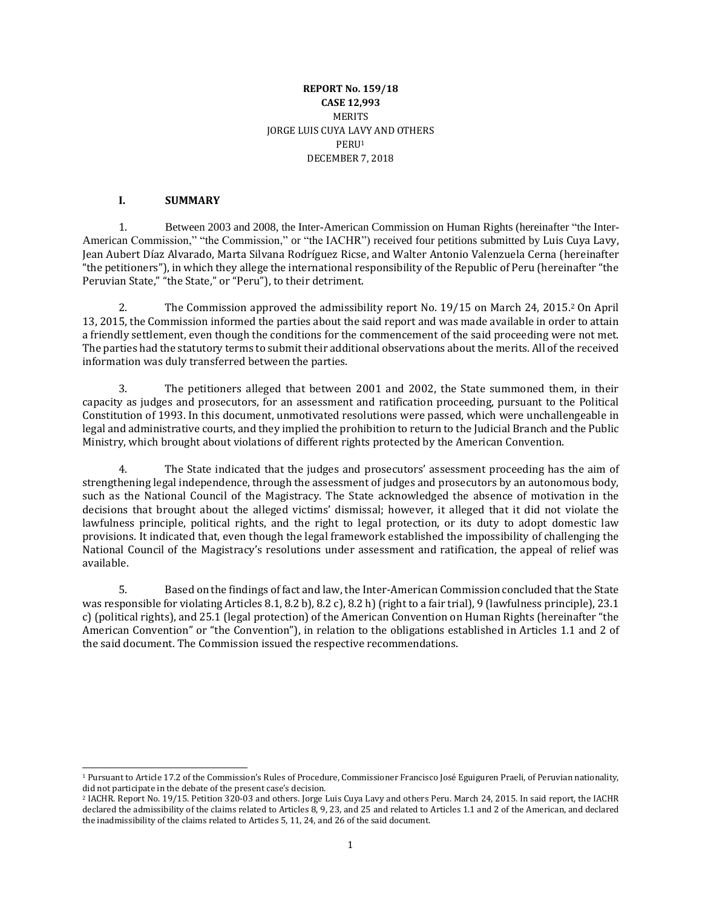**REPORT No. 159/18**
**CASE 12,993**
MERITS
JORGE LUIS CUYA LAVY AND OTHERS
PERU[1]
DECEMBER 7, 2018

## I. SUMMARY

1. Between 2003 and 2008, the Inter-American Commission on Human Rights (hereinafter "the Inter-American Commission," "the Commission," or "the IACHR") received four petitions submitted by Luis Cuya Lavy, Jean Aubert Díaz Alvarado, Marta Silvana Rodríguez Ricse, and Walter Antonio Valenzuela Cerna (hereinafter "the petitioners"), in which they allege the international responsibility of the Republic of Peru (hereinafter "the Peruvian State," "the State," or "Peru"), to their detriment.

2. The Commission approved the admissibility report No. 19/15 on March 24, 2015.[2] On April 13, 2015, the Commission informed the parties about the said report and was made available in order to attain a friendly settlement, even though the conditions for the commencement of the said proceeding were not met. The parties had the statutory terms to submit their additional observations about the merits. All of the received information was duly transferred between the parties.

3. The petitioners alleged that between 2001 and 2002, the State summoned them, in their capacity as judges and prosecutors, for an assessment and ratification proceeding, pursuant to the Political Constitution of 1993. In this document, unmotivated resolutions were passed, which were unchallengeable in legal and administrative courts, and they implied the prohibition to return to the Judicial Branch and the Public Ministry, which brought about violations of different rights protected by the American Convention.

4. The State indicated that the judges and prosecutors' assessment proceeding has the aim of strengthening legal independence, through the assessment of judges and prosecutors by an autonomous body, such as the National Council of the Magistracy. The State acknowledged the absence of motivation in the decisions that brought about the alleged victims' dismissal; however, it alleged that it did not violate the lawfulness principle, political rights, and the right to legal protection, or its duty to adopt domestic law provisions. It indicated that, even though the legal framework established the impossibility of challenging the National Council of the Magistracy's resolutions under assessment and ratification, the appeal of relief was available.

5. Based on the findings of fact and law, the Inter-American Commission concluded that the State was responsible for violating Articles 8.1, 8.2 b), 8.2 c), 8.2 h) (right to a fair trial), 9 (lawfulness principle), 23.1 c) (political rights), and 25.1 (legal protection) of the American Convention on Human Rights (hereinafter "the American Convention" or "the Convention"), in relation to the obligations established in Articles 1.1 and 2 of the said document. The Commission issued the respective recommendations.

---

[1] Pursuant to Article 17.2 of the Commission's Rules of Procedure, Commissioner Francisco José Eguiguren Praeli, of Peruvian nationality, did not participate in the debate of the present case's decision.

[2] IACHR. Report No. 19/15. Petition 320-03 and others. Jorge Luis Cuya Lavy and others Peru. March 24, 2015. In said report, the IACHR declared the admissibility of the claims related to Articles 8, 9, 23, and 25 and related to Articles 1.1 and 2 of the American, and declared the inadmissibility of the claims related to Articles 5, 11, 24, and 26 of the said document.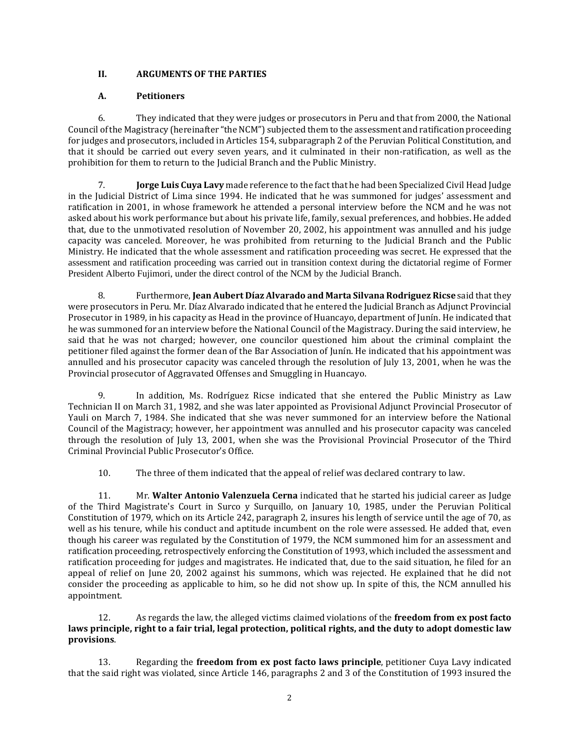## II. ARGUMENTS OF THE PARTIES

### A. Petitioners

6. They indicated that they were judges or prosecutors in Peru and that from 2000, the National Council of the Magistracy (hereinafter "the NCM") subjected them to the assessment and ratification proceeding for judges and prosecutors, included in Articles 154, subparagraph 2 of the Peruvian Political Constitution, and that it should be carried out every seven years, and it culminated in their non-ratification, as well as the prohibition for them to return to the Judicial Branch and the Public Ministry.

7. **Jorge Luis Cuya Lavy** made reference to the fact that he had been Specialized Civil Head Judge in the Judicial District of Lima since 1994. He indicated that he was summoned for judges' assessment and ratification in 2001, in whose framework he attended a personal interview before the NCM and he was not asked about his work performance but about his private life, family, sexual preferences, and hobbies. He added that, due to the unmotivated resolution of November 20, 2002, his appointment was annulled and his judge capacity was canceled. Moreover, he was prohibited from returning to the Judicial Branch and the Public Ministry. He indicated that the whole assessment and ratification proceeding was secret. He expressed that the assessment and ratification proceeding was carried out in transition context during the dictatorial regime of Former President Alberto Fujimori, under the direct control of the NCM by the Judicial Branch.

8. Furthermore, **Jean Aubert Díaz Alvarado and Marta Silvana Rodriguez Ricse** said that they were prosecutors in Peru. Mr. Díaz Alvarado indicated that he entered the Judicial Branch as Adjunct Provincial Prosecutor in 1989, in his capacity as Head in the province of Huancayo, department of Junín. He indicated that he was summoned for an interview before the National Council of the Magistracy. During the said interview, he said that he was not charged; however, one councilor questioned him about the criminal complaint the petitioner filed against the former dean of the Bar Association of Junín. He indicated that his appointment was annulled and his prosecutor capacity was canceled through the resolution of July 13, 2001, when he was the Provincial prosecutor of Aggravated Offenses and Smuggling in Huancayo.

9. In addition, Ms. Rodríguez Ricse indicated that she entered the Public Ministry as Law Technician II on March 31, 1982, and she was later appointed as Provisional Adjunct Provincial Prosecutor of Yauli on March 7, 1984. She indicated that she was never summoned for an interview before the National Council of the Magistracy; however, her appointment was annulled and his prosecutor capacity was canceled through the resolution of July 13, 2001, when she was the Provisional Provincial Prosecutor of the Third Criminal Provincial Public Prosecutor's Office.

10. The three of them indicated that the appeal of relief was declared contrary to law.

11. Mr. **Walter Antonio Valenzuela Cerna** indicated that he started his judicial career as Judge of the Third Magistrate's Court in Surco y Surquillo, on January 10, 1985, under the Peruvian Political Constitution of 1979, which on its Article 242, paragraph 2, insures his length of service until the age of 70, as well as his tenure, while his conduct and aptitude incumbent on the role were assessed. He added that, even though his career was regulated by the Constitution of 1979, the NCM summoned him for an assessment and ratification proceeding, retrospectively enforcing the Constitution of 1993, which included the assessment and ratification proceeding for judges and magistrates. He indicated that, due to the said situation, he filed for an appeal of relief on June 20, 2002 against his summons, which was rejected. He explained that he did not consider the proceeding as applicable to him, so he did not show up. In spite of this, the NCM annulled his appointment.

12. As regards the law, the alleged victims claimed violations of the **freedom from ex post facto laws principle, right to a fair trial, legal protection, political rights, and the duty to adopt domestic law provisions**.

13. Regarding the **freedom from ex post facto laws principle**, petitioner Cuya Lavy indicated that the said right was violated, since Article 146, paragraphs 2 and 3 of the Constitution of 1993 insured the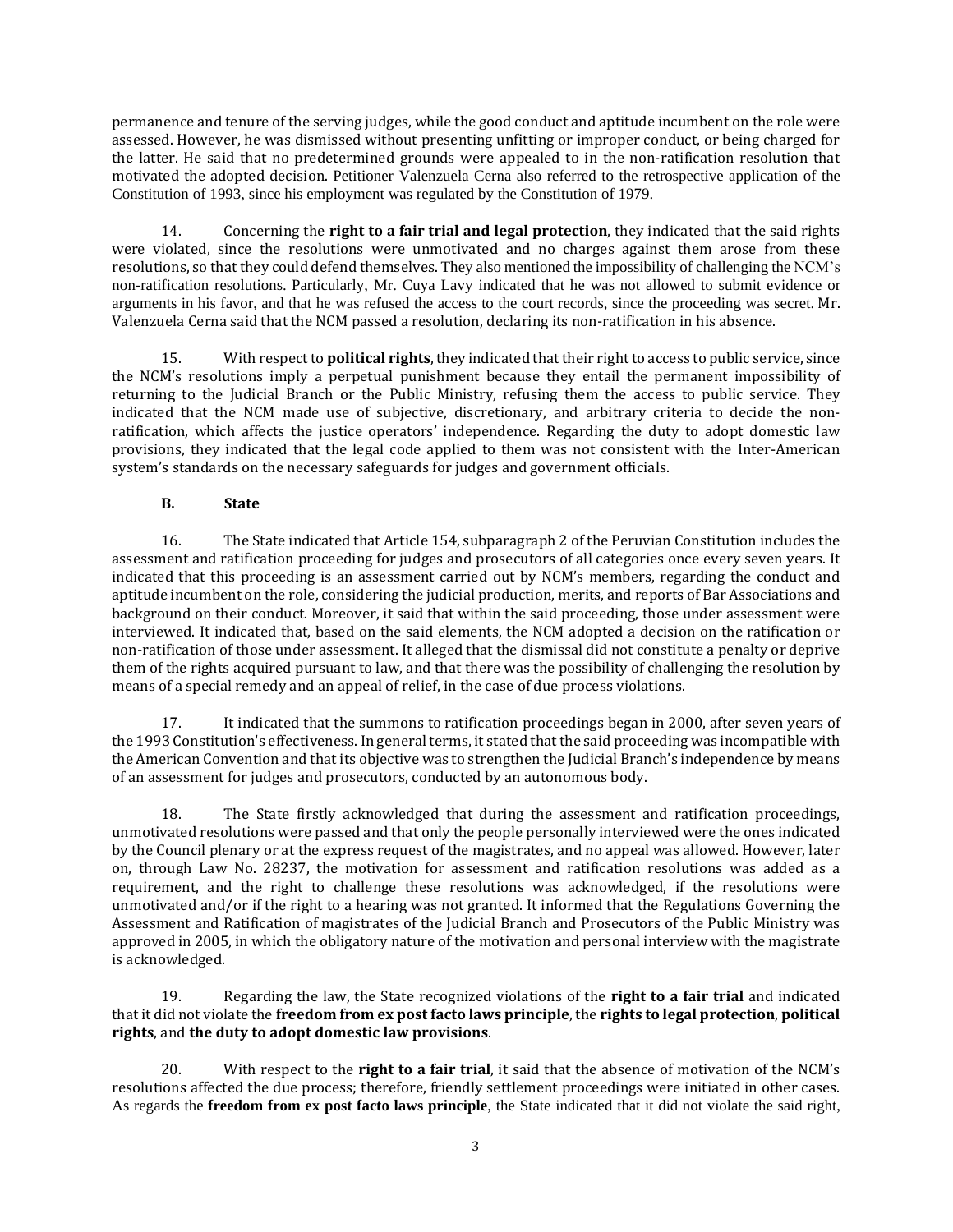permanence and tenure of the serving judges, while the good conduct and aptitude incumbent on the role were assessed. However, he was dismissed without presenting unfitting or improper conduct, or being charged for the latter. He said that no predetermined grounds were appealed to in the non-ratification resolution that motivated the adopted decision. Petitioner Valenzuela Cerna also referred to the retrospective application of the Constitution of 1993, since his employment was regulated by the Constitution of 1979.

14. Concerning the **right to a fair trial and legal protection**, they indicated that the said rights were violated, since the resolutions were unmotivated and no charges against them arose from these resolutions, so that they could defend themselves. They also mentioned the impossibility of challenging the NCM's non-ratification resolutions. Particularly, Mr. Cuya Lavy indicated that he was not allowed to submit evidence or arguments in his favor, and that he was refused the access to the court records, since the proceeding was secret. Mr. Valenzuela Cerna said that the NCM passed a resolution, declaring its non-ratification in his absence.

15. With respect to **political rights**, they indicated that their right to access to public service, since the NCM's resolutions imply a perpetual punishment because they entail the permanent impossibility of returning to the Judicial Branch or the Public Ministry, refusing them the access to public service. They indicated that the NCM made use of subjective, discretionary, and arbitrary criteria to decide the non-ratification, which affects the justice operators' independence. Regarding the duty to adopt domestic law provisions, they indicated that the legal code applied to them was not consistent with the Inter-American system's standards on the necessary safeguards for judges and government officials.

### B. State

16. The State indicated that Article 154, subparagraph 2 of the Peruvian Constitution includes the assessment and ratification proceeding for judges and prosecutors of all categories once every seven years. It indicated that this proceeding is an assessment carried out by NCM's members, regarding the conduct and aptitude incumbent on the role, considering the judicial production, merits, and reports of Bar Associations and background on their conduct. Moreover, it said that within the said proceeding, those under assessment were interviewed. It indicated that, based on the said elements, the NCM adopted a decision on the ratification or non-ratification of those under assessment. It alleged that the dismissal did not constitute a penalty or deprive them of the rights acquired pursuant to law, and that there was the possibility of challenging the resolution by means of a special remedy and an appeal of relief, in the case of due process violations.

17. It indicated that the summons to ratification proceedings began in 2000, after seven years of the 1993 Constitution's effectiveness. In general terms, it stated that the said proceeding was incompatible with the American Convention and that its objective was to strengthen the Judicial Branch's independence by means of an assessment for judges and prosecutors, conducted by an autonomous body.

18. The State firstly acknowledged that during the assessment and ratification proceedings, unmotivated resolutions were passed and that only the people personally interviewed were the ones indicated by the Council plenary or at the express request of the magistrates, and no appeal was allowed. However, later on, through Law No. 28237, the motivation for assessment and ratification resolutions was added as a requirement, and the right to challenge these resolutions was acknowledged, if the resolutions were unmotivated and/or if the right to a hearing was not granted. It informed that the Regulations Governing the Assessment and Ratification of magistrates of the Judicial Branch and Prosecutors of the Public Ministry was approved in 2005, in which the obligatory nature of the motivation and personal interview with the magistrate is acknowledged.

19. Regarding the law, the State recognized violations of the **right to a fair trial** and indicated that it did not violate the **freedom from ex post facto laws principle**, the **rights to legal protection**, **political rights**, and **the duty to adopt domestic law provisions**.

20. With respect to the **right to a fair trial**, it said that the absence of motivation of the NCM's resolutions affected the due process; therefore, friendly settlement proceedings were initiated in other cases. As regards the **freedom from ex post facto laws principle**, the State indicated that it did not violate the said right,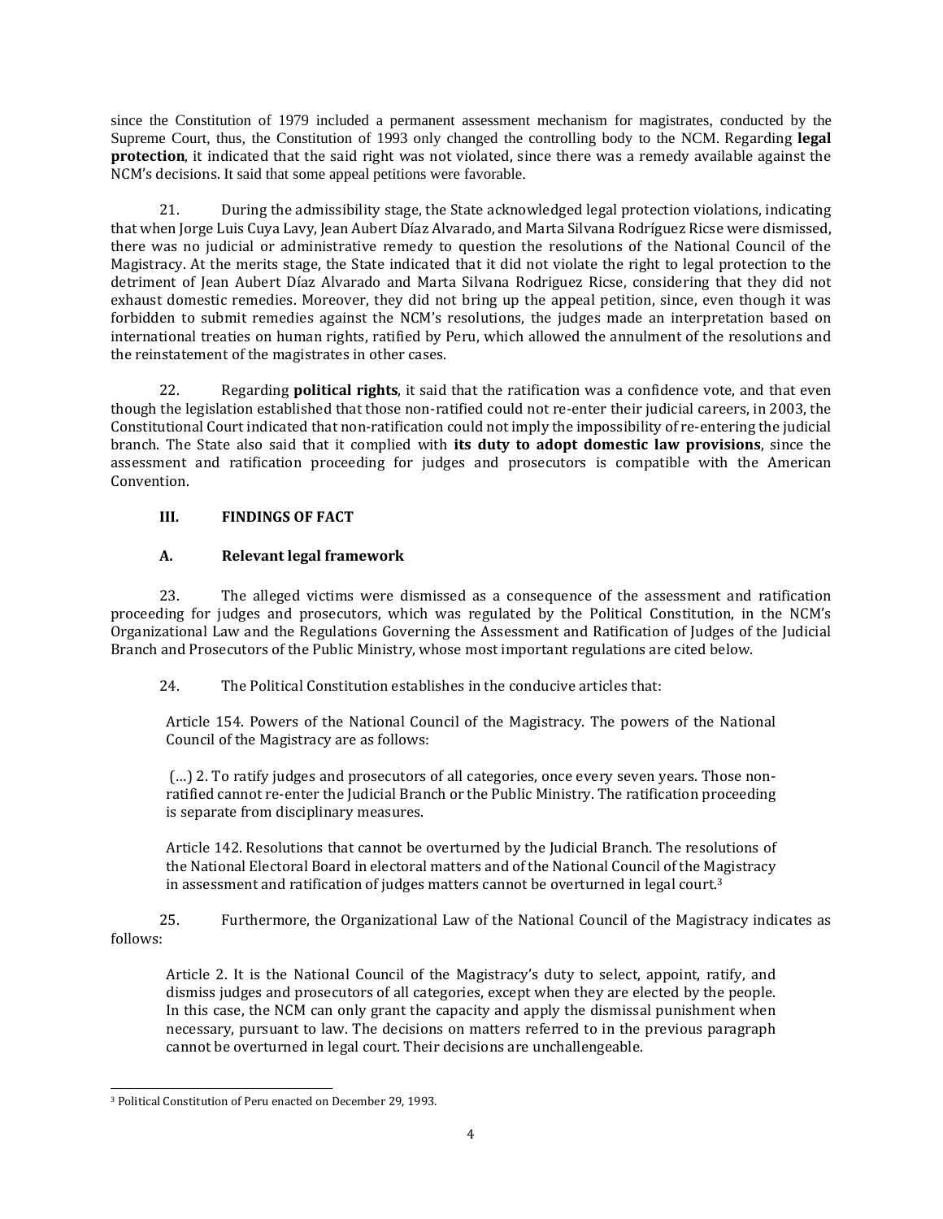since the Constitution of 1979 included a permanent assessment mechanism for magistrates, conducted by the Supreme Court, thus, the Constitution of 1993 only changed the controlling body to the NCM. Regarding **legal protection**, it indicated that the said right was not violated, since there was a remedy available against the NCM's decisions. It said that some appeal petitions were favorable.

21. During the admissibility stage, the State acknowledged legal protection violations, indicating that when Jorge Luis Cuya Lavy, Jean Aubert Díaz Alvarado, and Marta Silvana Rodríguez Ricse were dismissed, there was no judicial or administrative remedy to question the resolutions of the National Council of the Magistracy. At the merits stage, the State indicated that it did not violate the right to legal protection to the detriment of Jean Aubert Díaz Alvarado and Marta Silvana Rodriguez Ricse, considering that they did not exhaust domestic remedies. Moreover, they did not bring up the appeal petition, since, even though it was forbidden to submit remedies against the NCM's resolutions, the judges made an interpretation based on international treaties on human rights, ratified by Peru, which allowed the annulment of the resolutions and the reinstatement of the magistrates in other cases.

22. Regarding **political rights**, it said that the ratification was a confidence vote, and that even though the legislation established that those non-ratified could not re-enter their judicial careers, in 2003, the Constitutional Court indicated that non-ratification could not imply the impossibility of re-entering the judicial branch. The State also said that it complied with **its duty to adopt domestic law provisions**, since the assessment and ratification proceeding for judges and prosecutors is compatible with the American Convention.

## III. FINDINGS OF FACT

### A. Relevant legal framework

23. The alleged victims were dismissed as a consequence of the assessment and ratification proceeding for judges and prosecutors, which was regulated by the Political Constitution, in the NCM's Organizational Law and the Regulations Governing the Assessment and Ratification of Judges of the Judicial Branch and Prosecutors of the Public Ministry, whose most important regulations are cited below.

24. The Political Constitution establishes in the conducive articles that:

> Article 154. Powers of the National Council of the Magistracy. The powers of the National Council of the Magistracy are as follows:
>
> (…) 2. To ratify judges and prosecutors of all categories, once every seven years. Those non-ratified cannot re-enter the Judicial Branch or the Public Ministry. The ratification proceeding is separate from disciplinary measures.
>
> Article 142. Resolutions that cannot be overturned by the Judicial Branch. The resolutions of the National Electoral Board in electoral matters and of the National Council of the Magistracy in assessment and ratification of judges matters cannot be overturned in legal court.[3]

25. Furthermore, the Organizational Law of the National Council of the Magistracy indicates as follows:

> Article 2. It is the National Council of the Magistracy's duty to select, appoint, ratify, and dismiss judges and prosecutors of all categories, except when they are elected by the people. In this case, the NCM can only grant the capacity and apply the dismissal punishment when necessary, pursuant to law. The decisions on matters referred to in the previous paragraph cannot be overturned in legal court. Their decisions are unchallengeable.

---

[3] Political Constitution of Peru enacted on December 29, 1993.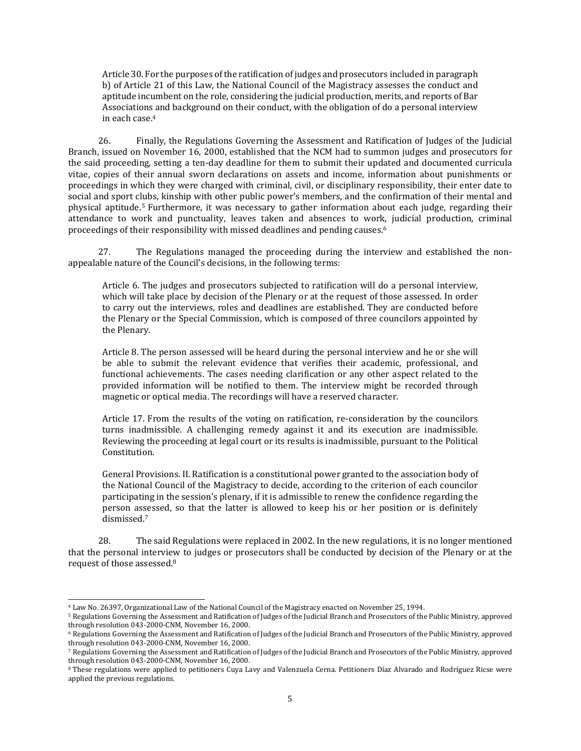> Article 30. For the purposes of the ratification of judges and prosecutors included in paragraph b) of Article 21 of this Law, the National Council of the Magistracy assesses the conduct and aptitude incumbent on the role, considering the judicial production, merits, and reports of Bar Associations and background on their conduct, with the obligation of do a personal interview in each case.[4]

26. Finally, the Regulations Governing the Assessment and Ratification of Judges of the Judicial Branch, issued on November 16, 2000, established that the NCM had to summon judges and prosecutors for the said proceeding, setting a ten-day deadline for them to submit their updated and documented curricula vitae, copies of their annual sworn declarations on assets and income, information about punishments or proceedings in which they were charged with criminal, civil, or disciplinary responsibility, their enter date to social and sport clubs, kinship with other public power's members, and the confirmation of their mental and physical aptitude.[5] Furthermore, it was necessary to gather information about each judge, regarding their attendance to work and punctuality, leaves taken and absences to work, judicial production, criminal proceedings of their responsibility with missed deadlines and pending causes.[6]

27. The Regulations managed the proceeding during the interview and established the non-appealable nature of the Council's decisions, in the following terms:

> Article 6. The judges and prosecutors subjected to ratification will do a personal interview, which will take place by decision of the Plenary or at the request of those assessed. In order to carry out the interviews, roles and deadlines are established. They are conducted before the Plenary or the Special Commission, which is composed of three councilors appointed by the Plenary.
>
> Article 8. The person assessed will be heard during the personal interview and he or she will be able to submit the relevant evidence that verifies their academic, professional, and functional achievements. The cases needing clarification or any other aspect related to the provided information will be notified to them. The interview might be recorded through magnetic or optical media. The recordings will have a reserved character.
>
> Article 17. From the results of the voting on ratification, re-consideration by the councilors turns inadmissible. A challenging remedy against it and its execution are inadmissible. Reviewing the proceeding at legal court or its results is inadmissible, pursuant to the Political Constitution.
>
> General Provisions. II. Ratification is a constitutional power granted to the association body of the National Council of the Magistracy to decide, according to the criterion of each councilor participating in the session's plenary, if it is admissible to renew the confidence regarding the person assessed, so that the latter is allowed to keep his or her position or is definitely dismissed.[7]

28. The said Regulations were replaced in 2002. In the new regulations, it is no longer mentioned that the personal interview to judges or prosecutors shall be conducted by decision of the Plenary or at the request of those assessed.[8]

---

[4] Law No. 26397, Organizational Law of the National Council of the Magistracy enacted on November 25, 1994.

[5] Regulations Governing the Assessment and Ratification of Judges of the Judicial Branch and Prosecutors of the Public Ministry, approved through resolution 043-2000-CNM, November 16, 2000.

[6] Regulations Governing the Assessment and Ratification of Judges of the Judicial Branch and Prosecutors of the Public Ministry, approved through resolution 043-2000-CNM, November 16, 2000.

[7] Regulations Governing the Assessment and Ratification of Judges of the Judicial Branch and Prosecutors of the Public Ministry, approved through resolution 043-2000-CNM, November 16, 2000.

[8] These regulations were applied to petitioners Cuya Lavy and Valenzuela Cerna. Petitioners Díaz Alvarado and Rodríguez Ricse were applied the previous regulations.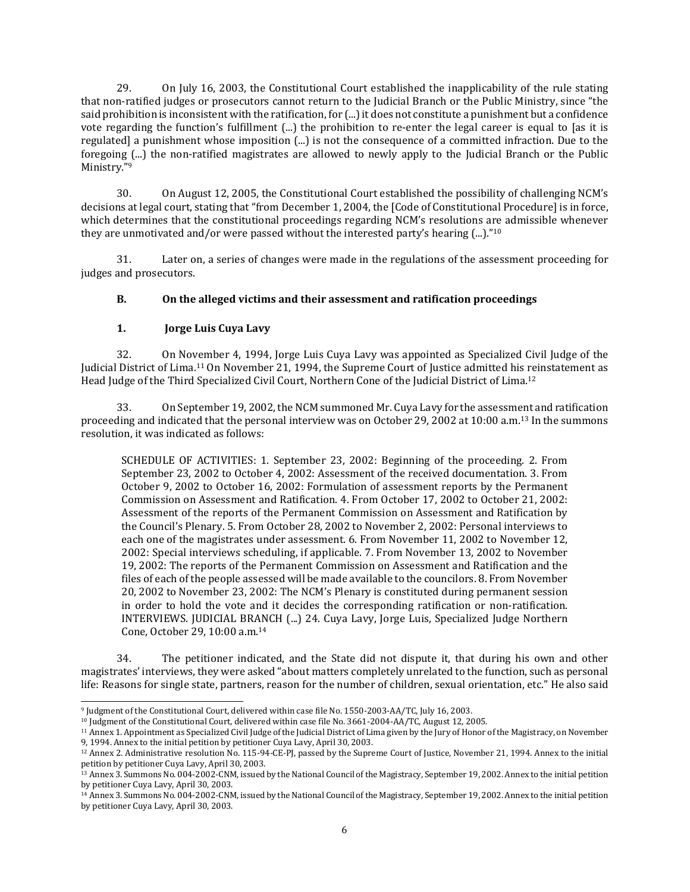29. On July 16, 2003, the Constitutional Court established the inapplicability of the rule stating that non-ratified judges or prosecutors cannot return to the Judicial Branch or the Public Ministry, since "the said prohibition is inconsistent with the ratification, for (...) it does not constitute a punishment but a confidence vote regarding the function's fulfillment (...) the prohibition to re-enter the legal career is equal to [as it is regulated] a punishment whose imposition (...) is not the consequence of a committed infraction. Due to the foregoing (...) the non-ratified magistrates are allowed to newly apply to the Judicial Branch or the Public Ministry."[9]

30. On August 12, 2005, the Constitutional Court established the possibility of challenging NCM's decisions at legal court, stating that "from December 1, 2004, the [Code of Constitutional Procedure] is in force, which determines that the constitutional proceedings regarding NCM's resolutions are admissible whenever they are unmotivated and/or were passed without the interested party's hearing (...)."[10]

31. Later on, a series of changes were made in the regulations of the assessment proceeding for judges and prosecutors.

### B. On the alleged victims and their assessment and ratification proceedings

#### 1. Jorge Luis Cuya Lavy

32. On November 4, 1994, Jorge Luis Cuya Lavy was appointed as Specialized Civil Judge of the Judicial District of Lima.[11] On November 21, 1994, the Supreme Court of Justice admitted his reinstatement as Head Judge of the Third Specialized Civil Court, Northern Cone of the Judicial District of Lima.[12]

33. On September 19, 2002, the NCM summoned Mr. Cuya Lavy for the assessment and ratification proceeding and indicated that the personal interview was on October 29, 2002 at 10:00 a.m.[13] In the summons resolution, it was indicated as follows:

> SCHEDULE OF ACTIVITIES: 1. September 23, 2002: Beginning of the proceeding. 2. From September 23, 2002 to October 4, 2002: Assessment of the received documentation. 3. From October 9, 2002 to October 16, 2002: Formulation of assessment reports by the Permanent Commission on Assessment and Ratification. 4. From October 17, 2002 to October 21, 2002: Assessment of the reports of the Permanent Commission on Assessment and Ratification by the Council's Plenary. 5. From October 28, 2002 to November 2, 2002: Personal interviews to each one of the magistrates under assessment. 6. From November 11, 2002 to November 12, 2002: Special interviews scheduling, if applicable. 7. From November 13, 2002 to November 19, 2002: The reports of the Permanent Commission on Assessment and Ratification and the files of each of the people assessed will be made available to the councilors. 8. From November 20, 2002 to November 23, 2002: The NCM's Plenary is constituted during permanent session in order to hold the vote and it decides the corresponding ratification or non-ratification. INTERVIEWS. JUDICIAL BRANCH (...) 24. Cuya Lavy, Jorge Luis, Specialized Judge Northern Cone, October 29, 10:00 a.m.[14]

34. The petitioner indicated, and the State did not dispute it, that during his own and other magistrates' interviews, they were asked "about matters completely unrelated to the function, such as personal life: Reasons for single state, partners, reason for the number of children, sexual orientation, etc." He also said

---

[9] Judgment of the Constitutional Court, delivered within case file No. 1550-2003-AA/TC, July 16, 2003.

[10] Judgment of the Constitutional Court, delivered within case file No. 3661-2004-AA/TC, August 12, 2005.

[11] Annex 1. Appointment as Specialized Civil Judge of the Judicial District of Lima given by the Jury of Honor of the Magistracy, on November 9, 1994. Annex to the initial petition by petitioner Cuya Lavy, April 30, 2003.

[12] Annex 2. Administrative resolution No. 115-94-CE-PJ, passed by the Supreme Court of Justice, November 21, 1994. Annex to the initial petition by petitioner Cuya Lavy, April 30, 2003.

[13] Annex 3. Summons No. 004-2002-CNM, issued by the National Council of the Magistracy, September 19, 2002. Annex to the initial petition by petitioner Cuya Lavy, April 30, 2003.

[14] Annex 3. Summons No. 004-2002-CNM, issued by the National Council of the Magistracy, September 19, 2002. Annex to the initial petition by petitioner Cuya Lavy, April 30, 2003.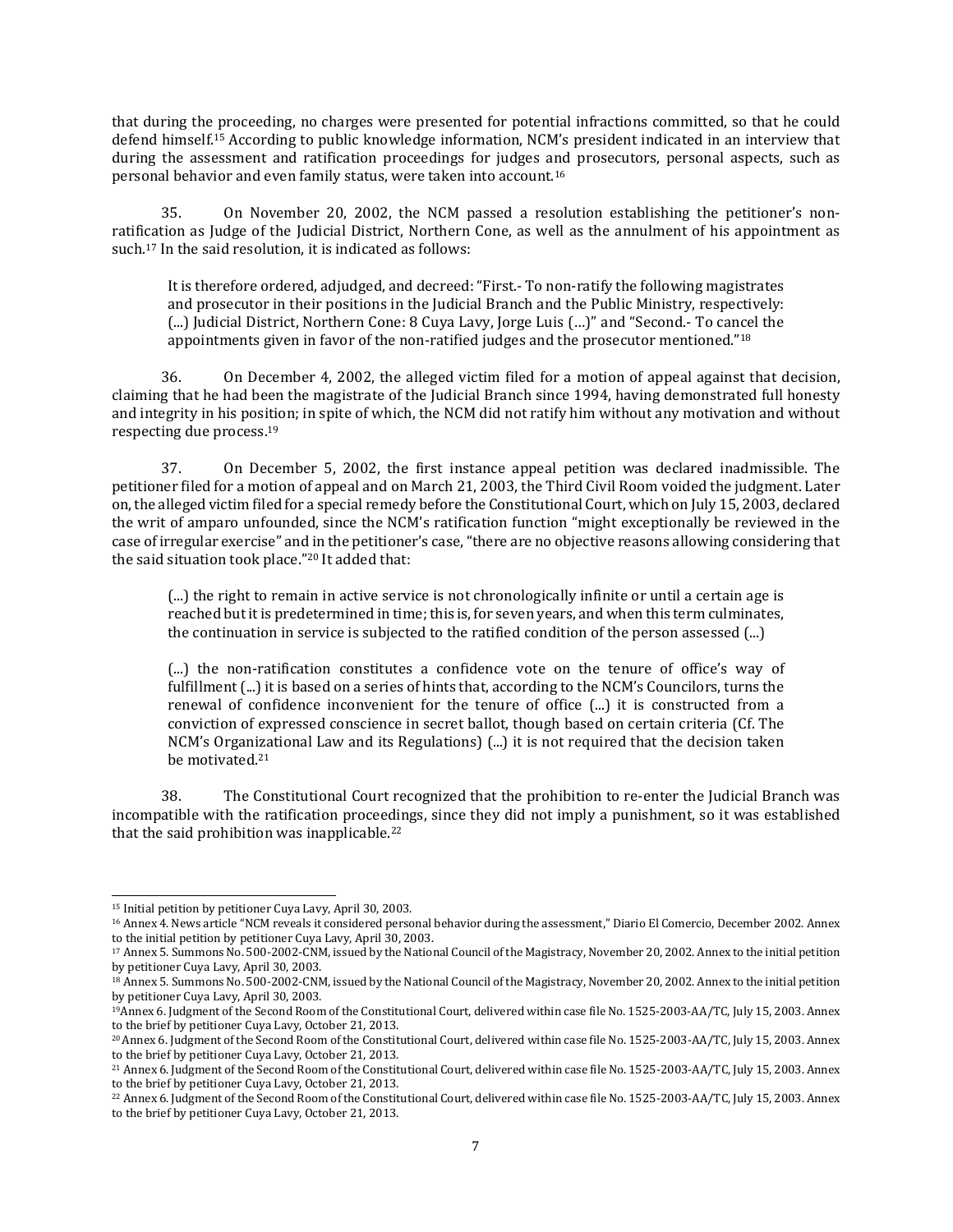that during the proceeding, no charges were presented for potential infractions committed, so that he could defend himself.[15] According to public knowledge information, NCM's president indicated in an interview that during the assessment and ratification proceedings for judges and prosecutors, personal aspects, such as personal behavior and even family status, were taken into account.[16]

35. On November 20, 2002, the NCM passed a resolution establishing the petitioner's non-ratification as Judge of the Judicial District, Northern Cone, as well as the annulment of his appointment as such.[17] In the said resolution, it is indicated as follows:

> It is therefore ordered, adjudged, and decreed: "First.- To non-ratify the following magistrates and prosecutor in their positions in the Judicial Branch and the Public Ministry, respectively: (...) Judicial District, Northern Cone: 8 Cuya Lavy, Jorge Luis (…)" and "Second.- To cancel the appointments given in favor of the non-ratified judges and the prosecutor mentioned."[18]

36. On December 4, 2002, the alleged victim filed for a motion of appeal against that decision, claiming that he had been the magistrate of the Judicial Branch since 1994, having demonstrated full honesty and integrity in his position; in spite of which, the NCM did not ratify him without any motivation and without respecting due process.[19]

37. On December 5, 2002, the first instance appeal petition was declared inadmissible. The petitioner filed for a motion of appeal and on March 21, 2003, the Third Civil Room voided the judgment. Later on, the alleged victim filed for a special remedy before the Constitutional Court, which on July 15, 2003, declared the writ of amparo unfounded, since the NCM's ratification function "might exceptionally be reviewed in the case of irregular exercise" and in the petitioner's case, "there are no objective reasons allowing considering that the said situation took place."[20] It added that:

> (...) the right to remain in active service is not chronologically infinite or until a certain age is reached but it is predetermined in time; this is, for seven years, and when this term culminates, the continuation in service is subjected to the ratified condition of the person assessed (...)
>
> (...) the non-ratification constitutes a confidence vote on the tenure of office's way of fulfillment (...) it is based on a series of hints that, according to the NCM's Councilors, turns the renewal of confidence inconvenient for the tenure of office (...) it is constructed from a conviction of expressed conscience in secret ballot, though based on certain criteria (Cf. The NCM's Organizational Law and its Regulations) (...) it is not required that the decision taken be motivated.[21]

38. The Constitutional Court recognized that the prohibition to re-enter the Judicial Branch was incompatible with the ratification proceedings, since they did not imply a punishment, so it was established that the said prohibition was inapplicable.[22]

---

[15] Initial petition by petitioner Cuya Lavy, April 30, 2003.

[16] Annex 4. News article "NCM reveals it considered personal behavior during the assessment," Diario El Comercio, December 2002. Annex to the initial petition by petitioner Cuya Lavy, April 30, 2003.

[17] Annex 5. Summons No. 500-2002-CNM, issued by the National Council of the Magistracy, November 20, 2002. Annex to the initial petition by petitioner Cuya Lavy, April 30, 2003.

[18] Annex 5. Summons No. 500-2002-CNM, issued by the National Council of the Magistracy, November 20, 2002. Annex to the initial petition by petitioner Cuya Lavy, April 30, 2003.

[19] Annex 6. Judgment of the Second Room of the Constitutional Court, delivered within case file No. 1525-2003-AA/TC, July 15, 2003. Annex to the brief by petitioner Cuya Lavy, October 21, 2013.

[20] Annex 6. Judgment of the Second Room of the Constitutional Court, delivered within case file No. 1525-2003-AA/TC, July 15, 2003. Annex to the brief by petitioner Cuya Lavy, October 21, 2013.

[21] Annex 6. Judgment of the Second Room of the Constitutional Court, delivered within case file No. 1525-2003-AA/TC, July 15, 2003. Annex to the brief by petitioner Cuya Lavy, October 21, 2013.

[22] Annex 6. Judgment of the Second Room of the Constitutional Court, delivered within case file No. 1525-2003-AA/TC, July 15, 2003. Annex to the brief by petitioner Cuya Lavy, October 21, 2013.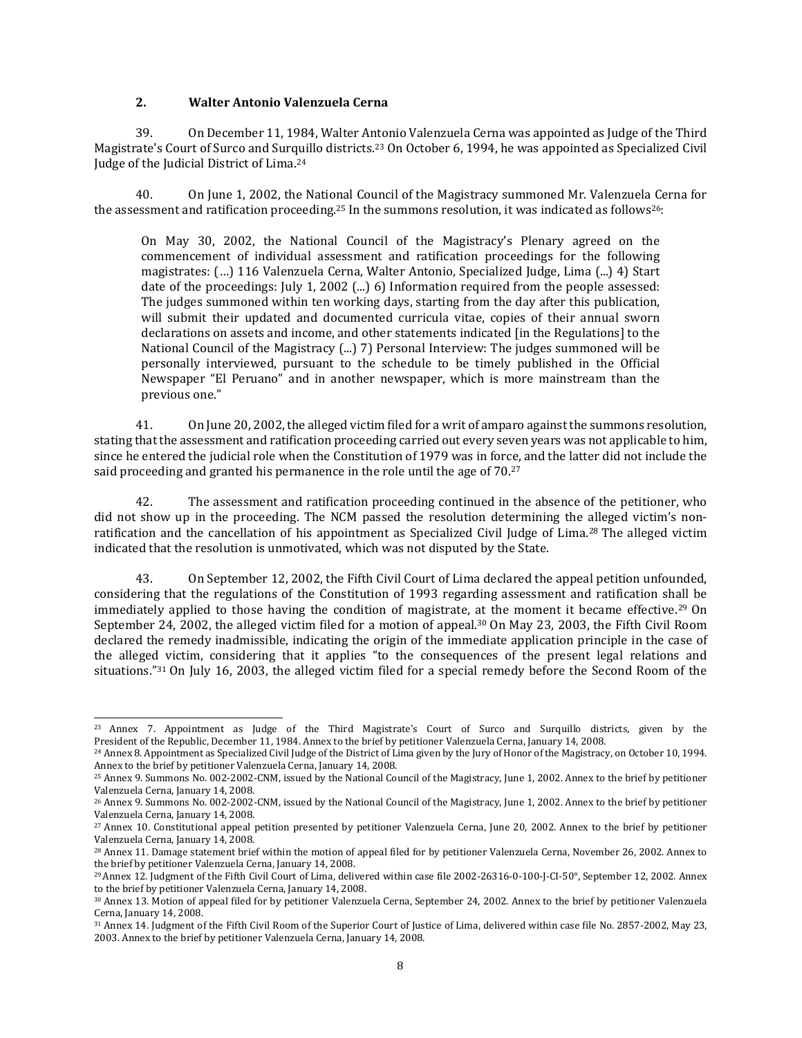## 2. Walter Antonio Valenzuela Cerna

39. On December 11, 1984, Walter Antonio Valenzuela Cerna was appointed as Judge of the Third Magistrate's Court of Surco and Surquillo districts.[23] On October 6, 1994, he was appointed as Specialized Civil Judge of the Judicial District of Lima.[24]

40. On June 1, 2002, the National Council of the Magistracy summoned Mr. Valenzuela Cerna for the assessment and ratification proceeding.[25] In the summons resolution, it was indicated as follows[26]:

> On May 30, 2002, the National Council of the Magistracy's Plenary agreed on the commencement of individual assessment and ratification proceedings for the following magistrates: (…) 116 Valenzuela Cerna, Walter Antonio, Specialized Judge, Lima (...) 4) Start date of the proceedings: July 1, 2002 (...) 6) Information required from the people assessed: The judges summoned within ten working days, starting from the day after this publication, will submit their updated and documented curricula vitae, copies of their annual sworn declarations on assets and income, and other statements indicated [in the Regulations] to the National Council of the Magistracy (...) 7) Personal Interview: The judges summoned will be personally interviewed, pursuant to the schedule to be timely published in the Official Newspaper "El Peruano" and in another newspaper, which is more mainstream than the previous one."

41. On June 20, 2002, the alleged victim filed for a writ of amparo against the summons resolution, stating that the assessment and ratification proceeding carried out every seven years was not applicable to him, since he entered the judicial role when the Constitution of 1979 was in force, and the latter did not include the said proceeding and granted his permanence in the role until the age of 70.[27]

42. The assessment and ratification proceeding continued in the absence of the petitioner, who did not show up in the proceeding. The NCM passed the resolution determining the alleged victim's non-ratification and the cancellation of his appointment as Specialized Civil Judge of Lima.[28] The alleged victim indicated that the resolution is unmotivated, which was not disputed by the State.

43. On September 12, 2002, the Fifth Civil Court of Lima declared the appeal petition unfounded, considering that the regulations of the Constitution of 1993 regarding assessment and ratification shall be immediately applied to those having the condition of magistrate, at the moment it became effective.[29] On September 24, 2002, the alleged victim filed for a motion of appeal.[30] On May 23, 2003, the Fifth Civil Room declared the remedy inadmissible, indicating the origin of the immediate application principle in the case of the alleged victim, considering that it applies "to the consequences of the present legal relations and situations."[31] On July 16, 2003, the alleged victim filed for a special remedy before the Second Room of the

---

[23] Annex 7. Appointment as Judge of the Third Magistrate's Court of Surco and Surquillo districts, given by the President of the Republic, December 11, 1984. Annex to the brief by petitioner Valenzuela Cerna, January 14, 2008.

[24] Annex 8. Appointment as Specialized Civil Judge of the District of Lima given by the Jury of Honor of the Magistracy, on October 10, 1994. Annex to the brief by petitioner Valenzuela Cerna, January 14, 2008.

[25] Annex 9. Summons No. 002-2002-CNM, issued by the National Council of the Magistracy, June 1, 2002. Annex to the brief by petitioner Valenzuela Cerna, January 14, 2008.

[26] Annex 9. Summons No. 002-2002-CNM, issued by the National Council of the Magistracy, June 1, 2002. Annex to the brief by petitioner Valenzuela Cerna, January 14, 2008.

[27] Annex 10. Constitutional appeal petition presented by petitioner Valenzuela Cerna, June 20, 2002. Annex to the brief by petitioner Valenzuela Cerna, January 14, 2008.

[28] Annex 11. Damage statement brief within the motion of appeal filed for by petitioner Valenzuela Cerna, November 26, 2002. Annex to the brief by petitioner Valenzuela Cerna, January 14, 2008.

[29] Annex 12. Judgment of the Fifth Civil Court of Lima, delivered within case file 2002-26316-0-100-J-CI-50°, September 12, 2002. Annex to the brief by petitioner Valenzuela Cerna, January 14, 2008.

[30] Annex 13. Motion of appeal filed for by petitioner Valenzuela Cerna, September 24, 2002. Annex to the brief by petitioner Valenzuela Cerna, January 14, 2008.

[31] Annex 14. Judgment of the Fifth Civil Room of the Superior Court of Justice of Lima, delivered within case file No. 2857-2002, May 23, 2003. Annex to the brief by petitioner Valenzuela Cerna, January 14, 2008.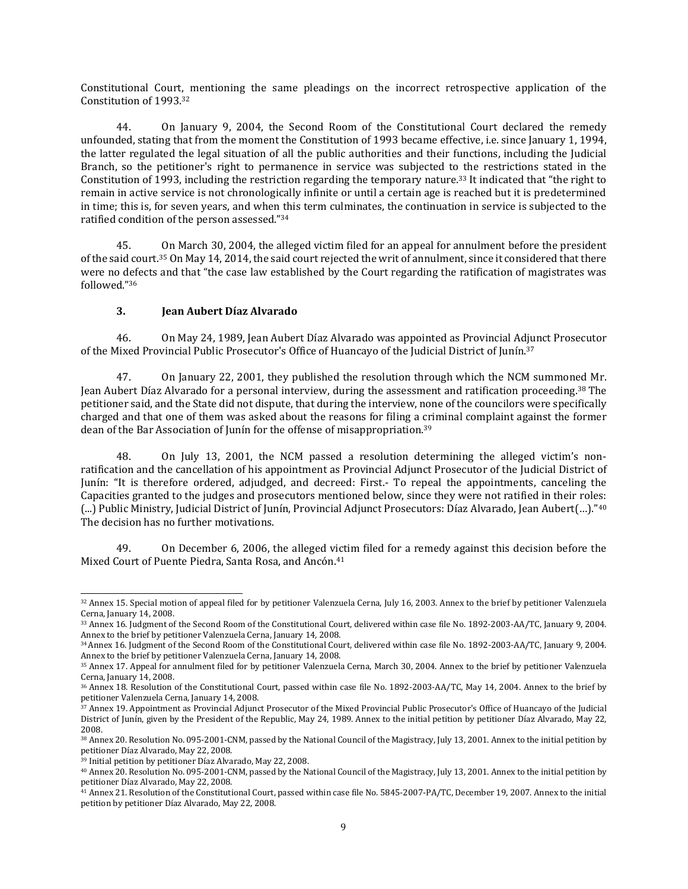Constitutional Court, mentioning the same pleadings on the incorrect retrospective application of the Constitution of 1993.[32]

44. On January 9, 2004, the Second Room of the Constitutional Court declared the remedy unfounded, stating that from the moment the Constitution of 1993 became effective, i.e. since January 1, 1994, the latter regulated the legal situation of all the public authorities and their functions, including the Judicial Branch, so the petitioner's right to permanence in service was subjected to the restrictions stated in the Constitution of 1993, including the restriction regarding the temporary nature.[33] It indicated that "the right to remain in active service is not chronologically infinite or until a certain age is reached but it is predetermined in time; this is, for seven years, and when this term culminates, the continuation in service is subjected to the ratified condition of the person assessed."[34]

45. On March 30, 2004, the alleged victim filed for an appeal for annulment before the president of the said court.[35] On May 14, 2014, the said court rejected the writ of annulment, since it considered that there were no defects and that "the case law established by the Court regarding the ratification of magistrates was followed."[36]

### 3. Jean Aubert Díaz Alvarado

46. On May 24, 1989, Jean Aubert Díaz Alvarado was appointed as Provincial Adjunct Prosecutor of the Mixed Provincial Public Prosecutor's Office of Huancayo of the Judicial District of Junín.[37]

47. On January 22, 2001, they published the resolution through which the NCM summoned Mr. Jean Aubert Díaz Alvarado for a personal interview, during the assessment and ratification proceeding.[38] The petitioner said, and the State did not dispute, that during the interview, none of the councilors were specifically charged and that one of them was asked about the reasons for filing a criminal complaint against the former dean of the Bar Association of Junín for the offense of misappropriation.[39]

48. On July 13, 2001, the NCM passed a resolution determining the alleged victim's non-ratification and the cancellation of his appointment as Provincial Adjunct Prosecutor of the Judicial District of Junín: "It is therefore ordered, adjudged, and decreed: First.- To repeal the appointments, canceling the Capacities granted to the judges and prosecutors mentioned below, since they were not ratified in their roles: (...) Public Ministry, Judicial District of Junín, Provincial Adjunct Prosecutors: Díaz Alvarado, Jean Aubert(…)."[40] The decision has no further motivations.

49. On December 6, 2006, the alleged victim filed for a remedy against this decision before the Mixed Court of Puente Piedra, Santa Rosa, and Ancón.[41]

---

[32] Annex 15. Special motion of appeal filed for by petitioner Valenzuela Cerna, July 16, 2003. Annex to the brief by petitioner Valenzuela Cerna, January 14, 2008.

[33] Annex 16. Judgment of the Second Room of the Constitutional Court, delivered within case file No. 1892-2003-AA/TC, January 9, 2004. Annex to the brief by petitioner Valenzuela Cerna, January 14, 2008.

[34] Annex 16. Judgment of the Second Room of the Constitutional Court, delivered within case file No. 1892-2003-AA/TC, January 9, 2004. Annex to the brief by petitioner Valenzuela Cerna, January 14, 2008.

[35] Annex 17. Appeal for annulment filed for by petitioner Valenzuela Cerna, March 30, 2004. Annex to the brief by petitioner Valenzuela Cerna, January 14, 2008.

[36] Annex 18. Resolution of the Constitutional Court, passed within case file No. 1892-2003-AA/TC, May 14, 2004. Annex to the brief by petitioner Valenzuela Cerna, January 14, 2008.

[37] Annex 19. Appointment as Provincial Adjunct Prosecutor of the Mixed Provincial Public Prosecutor's Office of Huancayo of the Judicial District of Junín, given by the President of the Republic, May 24, 1989. Annex to the initial petition by petitioner Díaz Alvarado, May 22, 2008.

[38] Annex 20. Resolution No. 095-2001-CNM, passed by the National Council of the Magistracy, July 13, 2001. Annex to the initial petition by petitioner Díaz Alvarado, May 22, 2008.

[39] Initial petition by petitioner Díaz Alvarado, May 22, 2008.

[40] Annex 20. Resolution No. 095-2001-CNM, passed by the National Council of the Magistracy, July 13, 2001. Annex to the initial petition by petitioner Díaz Alvarado, May 22, 2008.

[41] Annex 21. Resolution of the Constitutional Court, passed within case file No. 5845-2007-PA/TC, December 19, 2007. Annex to the initial petition by petitioner Díaz Alvarado, May 22, 2008.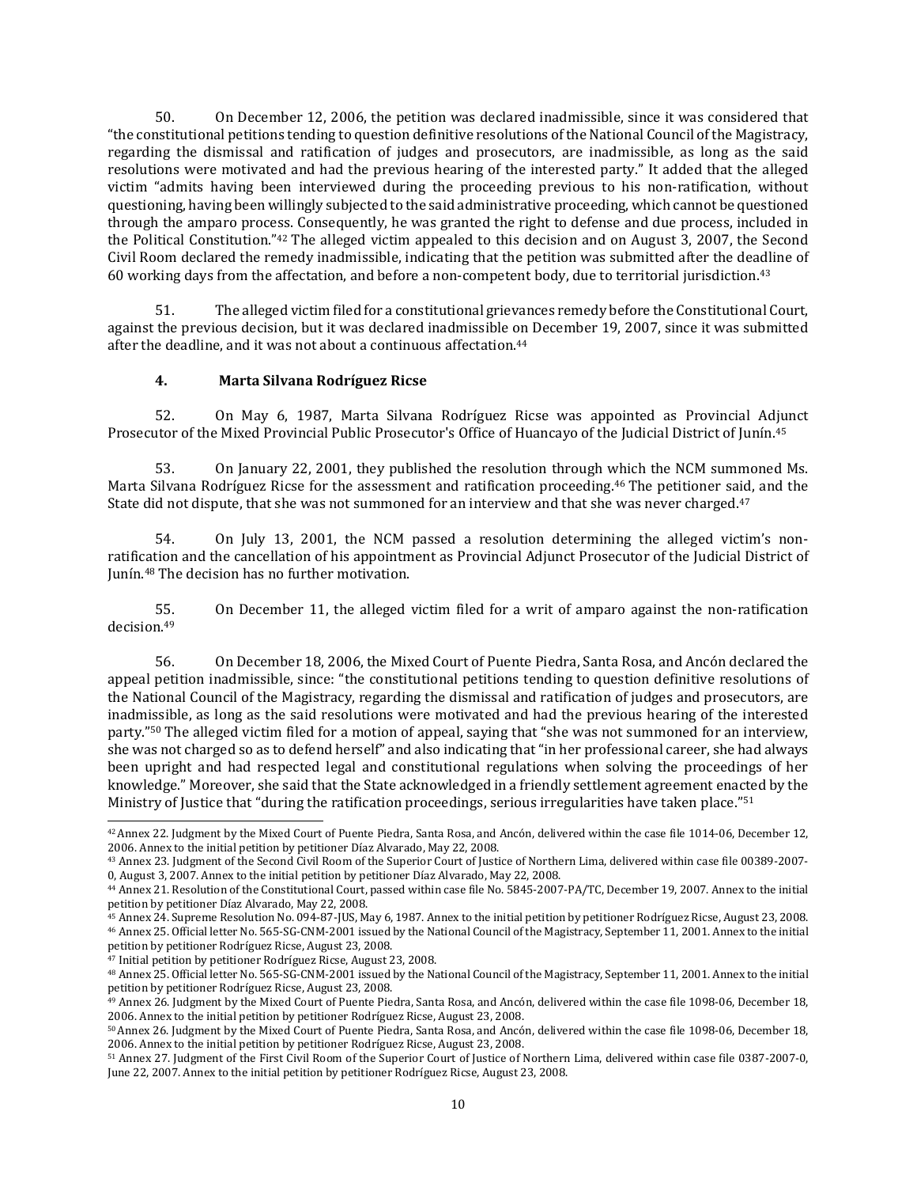50. On December 12, 2006, the petition was declared inadmissible, since it was considered that "the constitutional petitions tending to question definitive resolutions of the National Council of the Magistracy, regarding the dismissal and ratification of judges and prosecutors, are inadmissible, as long as the said resolutions were motivated and had the previous hearing of the interested party." It added that the alleged victim "admits having been interviewed during the proceeding previous to his non-ratification, without questioning, having been willingly subjected to the said administrative proceeding, which cannot be questioned through the amparo process. Consequently, he was granted the right to defense and due process, included in the Political Constitution."[42] The alleged victim appealed to this decision and on August 3, 2007, the Second Civil Room declared the remedy inadmissible, indicating that the petition was submitted after the deadline of 60 working days from the affectation, and before a non-competent body, due to territorial jurisdiction.[43]

51. The alleged victim filed for a constitutional grievances remedy before the Constitutional Court, against the previous decision, but it was declared inadmissible on December 19, 2007, since it was submitted after the deadline, and it was not about a continuous affectation.[44]

#### 4. Marta Silvana Rodríguez Ricse

52. On May 6, 1987, Marta Silvana Rodríguez Ricse was appointed as Provincial Adjunct Prosecutor of the Mixed Provincial Public Prosecutor's Office of Huancayo of the Judicial District of Junín.[45]

53. On January 22, 2001, they published the resolution through which the NCM summoned Ms. Marta Silvana Rodríguez Ricse for the assessment and ratification proceeding.[46] The petitioner said, and the State did not dispute, that she was not summoned for an interview and that she was never charged.[47]

54. On July 13, 2001, the NCM passed a resolution determining the alleged victim's non-ratification and the cancellation of his appointment as Provincial Adjunct Prosecutor of the Judicial District of Junín.[48] The decision has no further motivation.

55. On December 11, the alleged victim filed for a writ of amparo against the non-ratification decision.[49]

56. On December 18, 2006, the Mixed Court of Puente Piedra, Santa Rosa, and Ancón declared the appeal petition inadmissible, since: "the constitutional petitions tending to question definitive resolutions of the National Council of the Magistracy, regarding the dismissal and ratification of judges and prosecutors, are inadmissible, as long as the said resolutions were motivated and had the previous hearing of the interested party."[50] The alleged victim filed for a motion of appeal, saying that "she was not summoned for an interview, she was not charged so as to defend herself" and also indicating that "in her professional career, she had always been upright and had respected legal and constitutional regulations when solving the proceedings of her knowledge." Moreover, she said that the State acknowledged in a friendly settlement agreement enacted by the Ministry of Justice that "during the ratification proceedings, serious irregularities have taken place."[51]

---

[42] Annex 22. Judgment by the Mixed Court of Puente Piedra, Santa Rosa, and Ancón, delivered within the case file 1014-06, December 12, 2006. Annex to the initial petition by petitioner Díaz Alvarado, May 22, 2008.

[43] Annex 23. Judgment of the Second Civil Room of the Superior Court of Justice of Northern Lima, delivered within case file 00389-2007-0, August 3, 2007. Annex to the initial petition by petitioner Díaz Alvarado, May 22, 2008.

[44] Annex 21. Resolution of the Constitutional Court, passed within case file No. 5845-2007-PA/TC, December 19, 2007. Annex to the initial petition by petitioner Díaz Alvarado, May 22, 2008.

[45] Annex 24. Supreme Resolution No. 094-87-JUS, May 6, 1987. Annex to the initial petition by petitioner Rodríguez Ricse, August 23, 2008.

[46] Annex 25. Official letter No. 565-SG-CNM-2001 issued by the National Council of the Magistracy, September 11, 2001. Annex to the initial petition by petitioner Rodríguez Ricse, August 23, 2008.

[47] Initial petition by petitioner Rodríguez Ricse, August 23, 2008.

[48] Annex 25. Official letter No. 565-SG-CNM-2001 issued by the National Council of the Magistracy, September 11, 2001. Annex to the initial petition by petitioner Rodríguez Ricse, August 23, 2008.

[49] Annex 26. Judgment by the Mixed Court of Puente Piedra, Santa Rosa, and Ancón, delivered within the case file 1098-06, December 18, 2006. Annex to the initial petition by petitioner Rodríguez Ricse, August 23, 2008.

[50] Annex 26. Judgment by the Mixed Court of Puente Piedra, Santa Rosa, and Ancón, delivered within the case file 1098-06, December 18, 2006. Annex to the initial petition by petitioner Rodríguez Ricse, August 23, 2008.

[51] Annex 27. Judgment of the First Civil Room of the Superior Court of Justice of Northern Lima, delivered within case file 0387-2007-0, June 22, 2007. Annex to the initial petition by petitioner Rodríguez Ricse, August 23, 2008.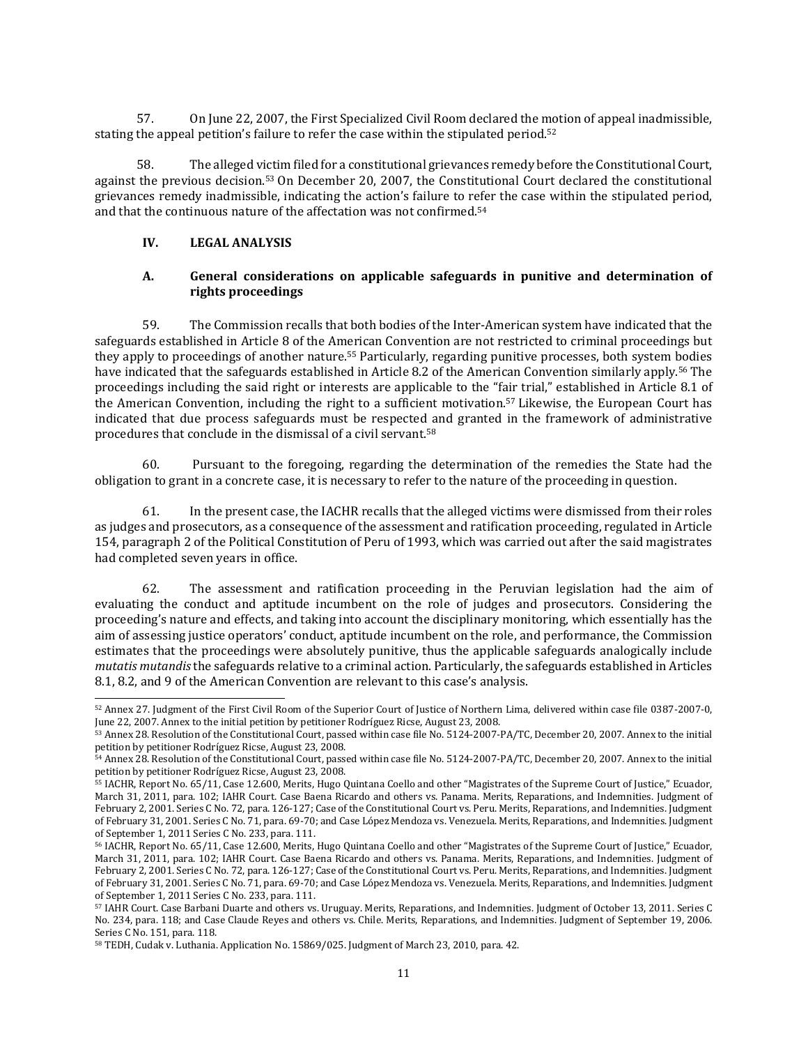57. On June 22, 2007, the First Specialized Civil Room declared the motion of appeal inadmissible, stating the appeal petition's failure to refer the case within the stipulated period.[52]

58. The alleged victim filed for a constitutional grievances remedy before the Constitutional Court, against the previous decision.[53] On December 20, 2007, the Constitutional Court declared the constitutional grievances remedy inadmissible, indicating the action's failure to refer the case within the stipulated period, and that the continuous nature of the affectation was not confirmed.[54]

## IV. LEGAL ANALYSIS

### A. General considerations on applicable safeguards in punitive and determination of rights proceedings

59. The Commission recalls that both bodies of the Inter-American system have indicated that the safeguards established in Article 8 of the American Convention are not restricted to criminal proceedings but they apply to proceedings of another nature.[55] Particularly, regarding punitive processes, both system bodies have indicated that the safeguards established in Article 8.2 of the American Convention similarly apply.[56] The proceedings including the said right or interests are applicable to the "fair trial," established in Article 8.1 of the American Convention, including the right to a sufficient motivation.[57] Likewise, the European Court has indicated that due process safeguards must be respected and granted in the framework of administrative procedures that conclude in the dismissal of a civil servant.[58]

60. Pursuant to the foregoing, regarding the determination of the remedies the State had the obligation to grant in a concrete case, it is necessary to refer to the nature of the proceeding in question.

61. In the present case, the IACHR recalls that the alleged victims were dismissed from their roles as judges and prosecutors, as a consequence of the assessment and ratification proceeding, regulated in Article 154, paragraph 2 of the Political Constitution of Peru of 1993, which was carried out after the said magistrates had completed seven years in office.

62. The assessment and ratification proceeding in the Peruvian legislation had the aim of evaluating the conduct and aptitude incumbent on the role of judges and prosecutors. Considering the proceeding's nature and effects, and taking into account the disciplinary monitoring, which essentially has the aim of assessing justice operators' conduct, aptitude incumbent on the role, and performance, the Commission estimates that the proceedings were absolutely punitive, thus the applicable safeguards analogically include *mutatis mutandis* the safeguards relative to a criminal action. Particularly, the safeguards established in Articles 8.1, 8.2, and 9 of the American Convention are relevant to this case's analysis.

---

[52] Annex 27. Judgment of the First Civil Room of the Superior Court of Justice of Northern Lima, delivered within case file 0387-2007-0, June 22, 2007. Annex to the initial petition by petitioner Rodríguez Ricse, August 23, 2008.

[53] Annex 28. Resolution of the Constitutional Court, passed within case file No. 5124-2007-PA/TC, December 20, 2007. Annex to the initial petition by petitioner Rodríguez Ricse, August 23, 2008.

[54] Annex 28. Resolution of the Constitutional Court, passed within case file No. 5124-2007-PA/TC, December 20, 2007. Annex to the initial petition by petitioner Rodríguez Ricse, August 23, 2008.

[55] IACHR, Report No. 65/11, Case 12.600, Merits, Hugo Quintana Coello and other "Magistrates of the Supreme Court of Justice," Ecuador, March 31, 2011, para. 102; IAHR Court. Case Baena Ricardo and others vs. Panama. Merits, Reparations, and Indemnities. Judgment of February 2, 2001. Series C No. 72, para. 126-127; Case of the Constitutional Court vs. Peru. Merits, Reparations, and Indemnities. Judgment of February 31, 2001. Series C No. 71, para. 69-70; and Case López Mendoza vs. Venezuela. Merits, Reparations, and Indemnities. Judgment of September 1, 2011 Series C No. 233, para. 111.

[56] IACHR, Report No. 65/11, Case 12.600, Merits, Hugo Quintana Coello and other "Magistrates of the Supreme Court of Justice," Ecuador, March 31, 2011, para. 102; IAHR Court. Case Baena Ricardo and others vs. Panama. Merits, Reparations, and Indemnities. Judgment of February 2, 2001. Series C No. 72, para. 126-127; Case of the Constitutional Court vs. Peru. Merits, Reparations, and Indemnities. Judgment of February 31, 2001. Series C No. 71, para. 69-70; and Case López Mendoza vs. Venezuela. Merits, Reparations, and Indemnities. Judgment of September 1, 2011 Series C No. 233, para. 111.

[57] IAHR Court. Case Barbani Duarte and others vs. Uruguay. Merits, Reparations, and Indemnities. Judgment of October 13, 2011. Series C No. 234, para. 118; and Case Claude Reyes and others vs. Chile. Merits, Reparations, and Indemnities. Judgment of September 19, 2006. Series C No. 151, para. 118.

[58] TEDH, Cudak v. Luthania. Application No. 15869/025. Judgment of March 23, 2010, para. 42.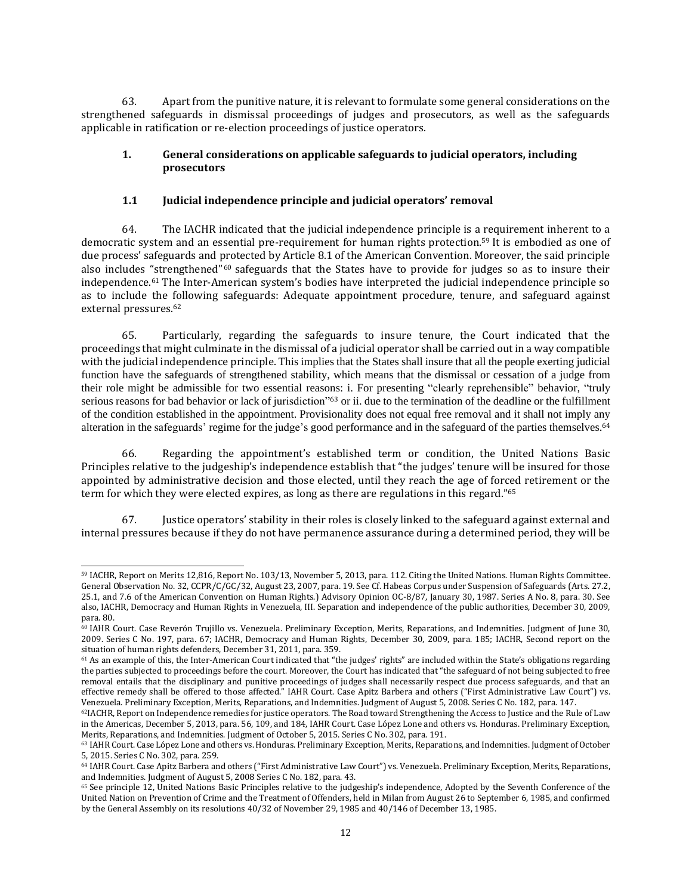63. Apart from the punitive nature, it is relevant to formulate some general considerations on the strengthened safeguards in dismissal proceedings of judges and prosecutors, as well as the safeguards applicable in ratification or re-election proceedings of justice operators.

### 1. General considerations on applicable safeguards to judicial operators, including prosecutors

#### 1.1 Judicial independence principle and judicial operators' removal

64. The IACHR indicated that the judicial independence principle is a requirement inherent to a democratic system and an essential pre-requirement for human rights protection.[59] It is embodied as one of due process' safeguards and protected by Article 8.1 of the American Convention. Moreover, the said principle also includes "strengthened"[60] safeguards that the States have to provide for judges so as to insure their independence.[61] The Inter-American system's bodies have interpreted the judicial independence principle so as to include the following safeguards: Adequate appointment procedure, tenure, and safeguard against external pressures.[62]

65. Particularly, regarding the safeguards to insure tenure, the Court indicated that the proceedings that might culminate in the dismissal of a judicial operator shall be carried out in a way compatible with the judicial independence principle. This implies that the States shall insure that all the people exerting judicial function have the safeguards of strengthened stability, which means that the dismissal or cessation of a judge from their role might be admissible for two essential reasons: i. For presenting "clearly reprehensible" behavior, "truly serious reasons for bad behavior or lack of jurisdiction"[63] or ii. due to the termination of the deadline or the fulfillment of the condition established in the appointment. Provisionality does not equal free removal and it shall not imply any alteration in the safeguards' regime for the judge's good performance and in the safeguard of the parties themselves.[64]

66. Regarding the appointment's established term or condition, the United Nations Basic Principles relative to the judgeship's independence establish that "the judges' tenure will be insured for those appointed by administrative decision and those elected, until they reach the age of forced retirement or the term for which they were elected expires, as long as there are regulations in this regard."[65]

67. Justice operators' stability in their roles is closely linked to the safeguard against external and internal pressures because if they do not have permanence assurance during a determined period, they will be

---

[59] IACHR, Report on Merits 12,816, Report No. 103/13, November 5, 2013, para. 112. Citing the United Nations. Human Rights Committee. General Observation No. 32, CCPR/C/GC/32, August 23, 2007, para. 19. See Cf. Habeas Corpus under Suspension of Safeguards (Arts. 27.2, 25.1, and 7.6 of the American Convention on Human Rights.) Advisory Opinion OC-8/87, January 30, 1987. Series A No. 8, para. 30. See also, IACHR, Democracy and Human Rights in Venezuela, III. Separation and independence of the public authorities, December 30, 2009, para. 80.

[60] IAHR Court. Case Reverón Trujillo vs. Venezuela. Preliminary Exception, Merits, Reparations, and Indemnities. Judgment of June 30, 2009. Series C No. 197, para. 67; IACHR, Democracy and Human Rights, December 30, 2009, para. 185; IACHR, Second report on the situation of human rights defenders, December 31, 2011, para. 359.

[61] As an example of this, the Inter-American Court indicated that "the judges' rights" are included within the State's obligations regarding the parties subjected to proceedings before the court. Moreover, the Court has indicated that "the safeguard of not being subjected to free removal entails that the disciplinary and punitive proceedings of judges shall necessarily respect due process safeguards, and that an effective remedy shall be offered to those affected." IAHR Court. Case Apitz Barbera and others ("First Administrative Law Court") vs. Venezuela. Preliminary Exception, Merits, Reparations, and Indemnities. Judgment of August 5, 2008. Series C No. 182, para. 147.

[62] IACHR, Report on Independence remedies for justice operators. The Road toward Strengthening the Access to Justice and the Rule of Law in the Americas, December 5, 2013, para. 56, 109, and 184, IAHR Court. Case López Lone and others vs. Honduras. Preliminary Exception, Merits, Reparations, and Indemnities. Judgment of October 5, 2015. Series C No. 302, para. 191.

[63] IAHR Court. Case López Lone and others vs. Honduras. Preliminary Exception, Merits, Reparations, and Indemnities. Judgment of October 5, 2015. Series C No. 302, para. 259.

[64] IAHR Court. Case Apitz Barbera and others ("First Administrative Law Court") vs. Venezuela. Preliminary Exception, Merits, Reparations, and Indemnities. Judgment of August 5, 2008 Series C No. 182, para. 43.

[65] See principle 12, United Nations Basic Principles relative to the judgeship's independence, Adopted by the Seventh Conference of the United Nation on Prevention of Crime and the Treatment of Offenders, held in Milan from August 26 to September 6, 1985, and confirmed by the General Assembly on its resolutions 40/32 of November 29, 1985 and 40/146 of December 13, 1985.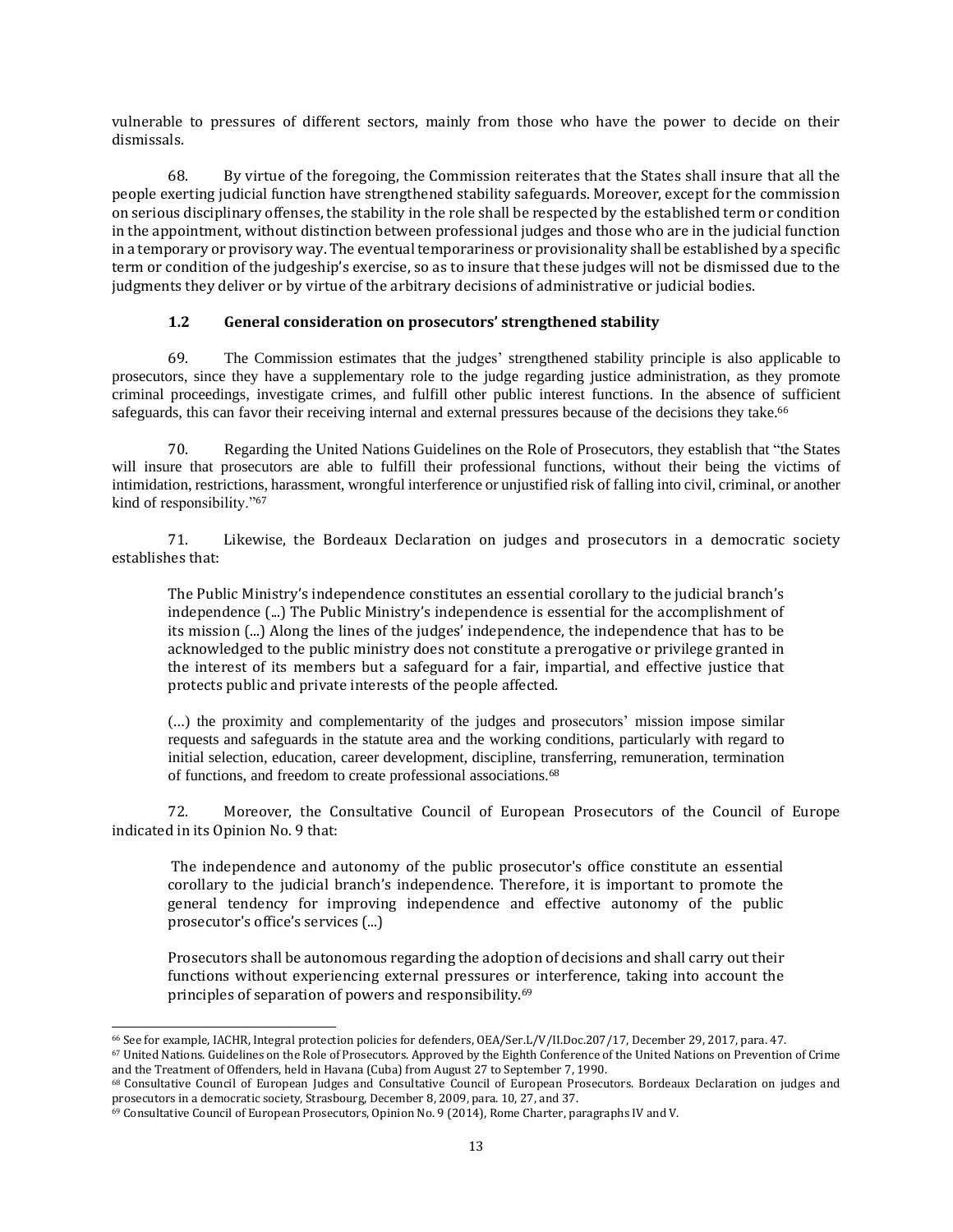vulnerable to pressures of different sectors, mainly from those who have the power to decide on their dismissals.

68. By virtue of the foregoing, the Commission reiterates that the States shall insure that all the people exerting judicial function have strengthened stability safeguards. Moreover, except for the commission on serious disciplinary offenses, the stability in the role shall be respected by the established term or condition in the appointment, without distinction between professional judges and those who are in the judicial function in a temporary or provisory way. The eventual temporariness or provisionality shall be established by a specific term or condition of the judgeship's exercise, so as to insure that these judges will not be dismissed due to the judgments they deliver or by virtue of the arbitrary decisions of administrative or judicial bodies.

### 1.2 General consideration on prosecutors' strengthened stability

69. The Commission estimates that the judges' strengthened stability principle is also applicable to prosecutors, since they have a supplementary role to the judge regarding justice administration, as they promote criminal proceedings, investigate crimes, and fulfill other public interest functions. In the absence of sufficient safeguards, this can favor their receiving internal and external pressures because of the decisions they take.[66]

70. Regarding the United Nations Guidelines on the Role of Prosecutors, they establish that "the States will insure that prosecutors are able to fulfill their professional functions, without their being the victims of intimidation, restrictions, harassment, wrongful interference or unjustified risk of falling into civil, criminal, or another kind of responsibility."[67]

71. Likewise, the Bordeaux Declaration on judges and prosecutors in a democratic society establishes that:

> The Public Ministry's independence constitutes an essential corollary to the judicial branch's independence (...) The Public Ministry's independence is essential for the accomplishment of its mission (...) Along the lines of the judges' independence, the independence that has to be acknowledged to the public ministry does not constitute a prerogative or privilege granted in the interest of its members but a safeguard for a fair, impartial, and effective justice that protects public and private interests of the people affected.
>
> (…) the proximity and complementarity of the judges and prosecutors' mission impose similar requests and safeguards in the statute area and the working conditions, particularly with regard to initial selection, education, career development, discipline, transferring, remuneration, termination of functions, and freedom to create professional associations.[68]

72. Moreover, the Consultative Council of European Prosecutors of the Council of Europe indicated in its Opinion No. 9 that:

> The independence and autonomy of the public prosecutor's office constitute an essential corollary to the judicial branch's independence. Therefore, it is important to promote the general tendency for improving independence and effective autonomy of the public prosecutor's office's services (...)
>
> Prosecutors shall be autonomous regarding the adoption of decisions and shall carry out their functions without experiencing external pressures or interference, taking into account the principles of separation of powers and responsibility.[69]

---

[66] See for example, IACHR, Integral protection policies for defenders, OEA/Ser.L/V/II.Doc.207/17, December 29, 2017, para. 47.

[67] United Nations. Guidelines on the Role of Prosecutors. Approved by the Eighth Conference of the United Nations on Prevention of Crime and the Treatment of Offenders, held in Havana (Cuba) from August 27 to September 7, 1990.

[68] Consultative Council of European Judges and Consultative Council of European Prosecutors. Bordeaux Declaration on judges and prosecutors in a democratic society, Strasbourg, December 8, 2009, para. 10, 27, and 37.

[69] Consultative Council of European Prosecutors, Opinion No. 9 (2014), Rome Charter, paragraphs IV and V.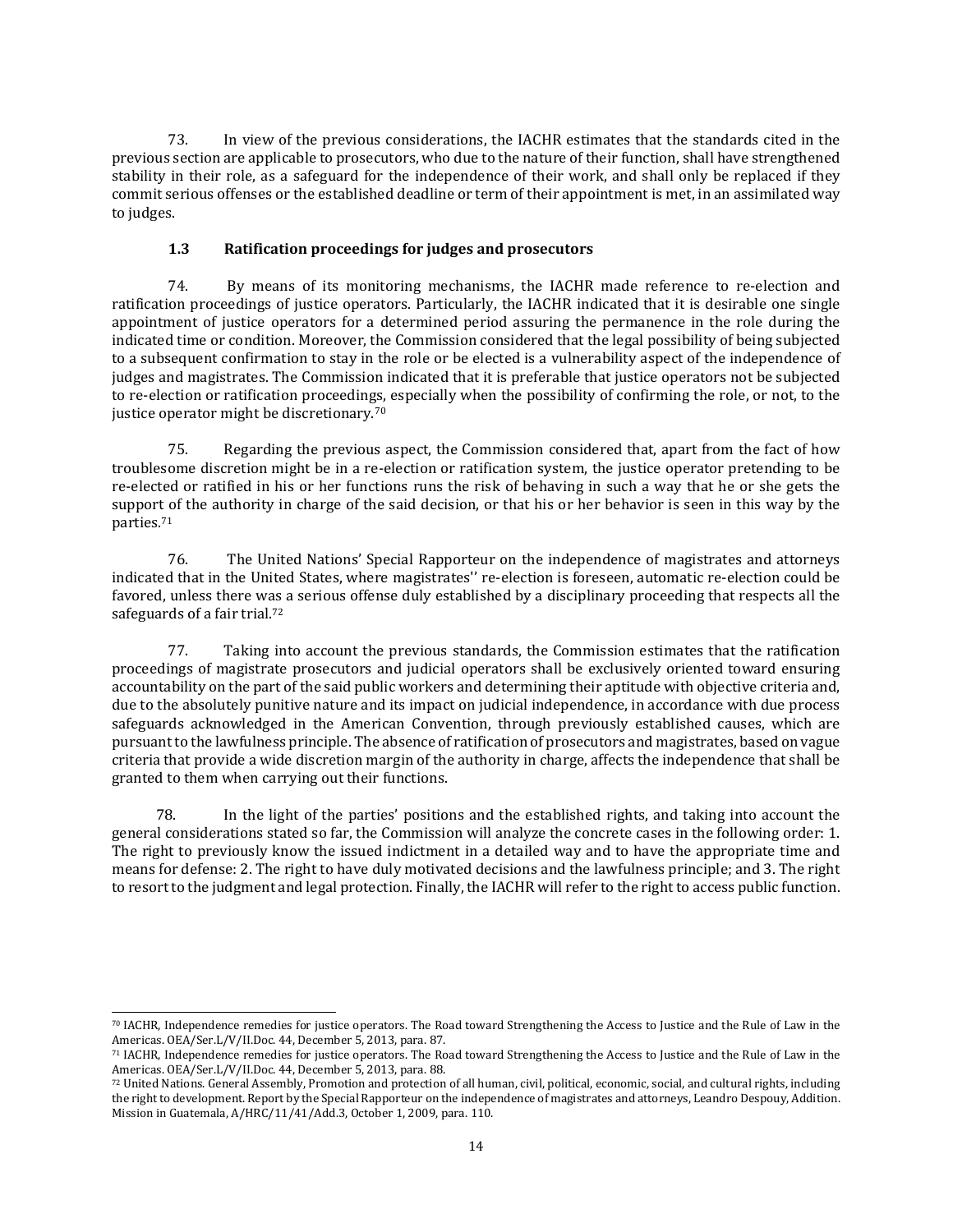73. In view of the previous considerations, the IACHR estimates that the standards cited in the previous section are applicable to prosecutors, who due to the nature of their function, shall have strengthened stability in their role, as a safeguard for the independence of their work, and shall only be replaced if they commit serious offenses or the established deadline or term of their appointment is met, in an assimilated way to judges.

### 1.3 Ratification proceedings for judges and prosecutors

74. By means of its monitoring mechanisms, the IACHR made reference to re-election and ratification proceedings of justice operators. Particularly, the IACHR indicated that it is desirable one single appointment of justice operators for a determined period assuring the permanence in the role during the indicated time or condition. Moreover, the Commission considered that the legal possibility of being subjected to a subsequent confirmation to stay in the role or be elected is a vulnerability aspect of the independence of judges and magistrates. The Commission indicated that it is preferable that justice operators not be subjected to re-election or ratification proceedings, especially when the possibility of confirming the role, or not, to the justice operator might be discretionary.[70]

75. Regarding the previous aspect, the Commission considered that, apart from the fact of how troublesome discretion might be in a re-election or ratification system, the justice operator pretending to be re-elected or ratified in his or her functions runs the risk of behaving in such a way that he or she gets the support of the authority in charge of the said decision, or that his or her behavior is seen in this way by the parties.[71]

76. The United Nations' Special Rapporteur on the independence of magistrates and attorneys indicated that in the United States, where magistrates'' re-election is foreseen, automatic re-election could be favored, unless there was a serious offense duly established by a disciplinary proceeding that respects all the safeguards of a fair trial.[72]

77. Taking into account the previous standards, the Commission estimates that the ratification proceedings of magistrate prosecutors and judicial operators shall be exclusively oriented toward ensuring accountability on the part of the said public workers and determining their aptitude with objective criteria and, due to the absolutely punitive nature and its impact on judicial independence, in accordance with due process safeguards acknowledged in the American Convention, through previously established causes, which are pursuant to the lawfulness principle. The absence of ratification of prosecutors and magistrates, based on vague criteria that provide a wide discretion margin of the authority in charge, affects the independence that shall be granted to them when carrying out their functions.

78. In the light of the parties' positions and the established rights, and taking into account the general considerations stated so far, the Commission will analyze the concrete cases in the following order: 1. The right to previously know the issued indictment in a detailed way and to have the appropriate time and means for defense: 2. The right to have duly motivated decisions and the lawfulness principle; and 3. The right to resort to the judgment and legal protection. Finally, the IACHR will refer to the right to access public function.

---

[70] IACHR, Independence remedies for justice operators. The Road toward Strengthening the Access to Justice and the Rule of Law in the Americas. OEA/Ser.L/V/II.Doc. 44, December 5, 2013, para. 87.

[71] IACHR, Independence remedies for justice operators. The Road toward Strengthening the Access to Justice and the Rule of Law in the Americas. OEA/Ser.L/V/II.Doc. 44, December 5, 2013, para. 88.

[72] United Nations. General Assembly, Promotion and protection of all human, civil, political, economic, social, and cultural rights, including the right to development. Report by the Special Rapporteur on the independence of magistrates and attorneys, Leandro Despouy, Addition. Mission in Guatemala, A/HRC/11/41/Add.3, October 1, 2009, para. 110.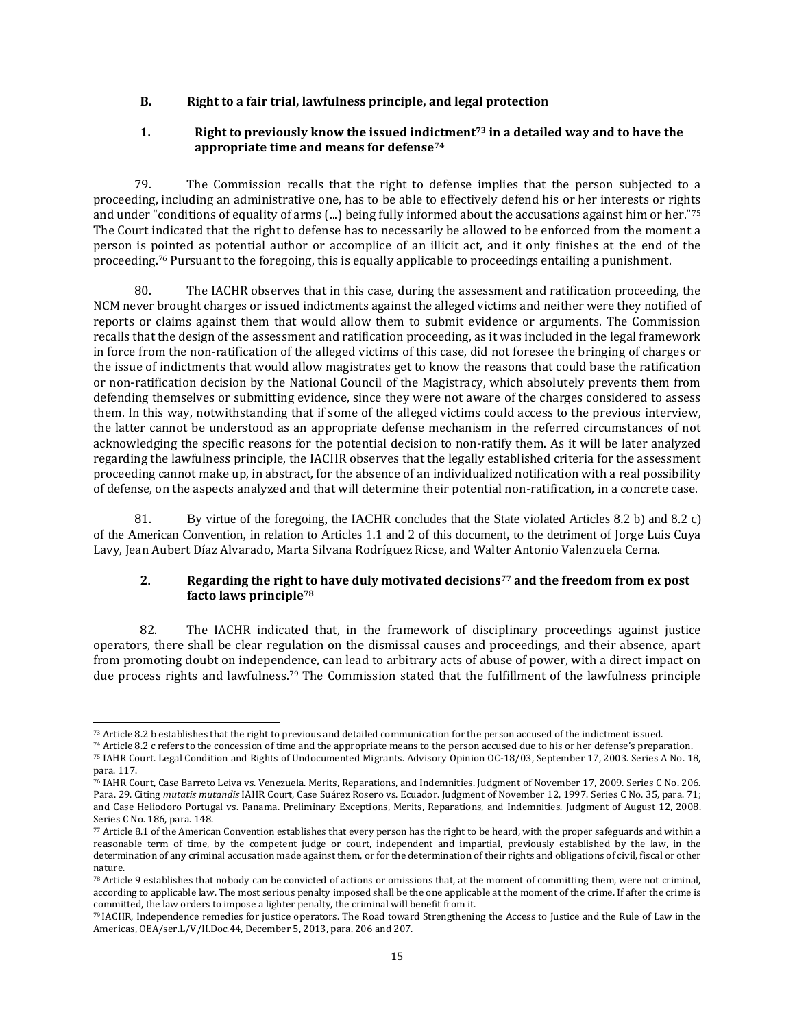### B. Right to a fair trial, lawfulness principle, and legal protection

#### 1. Right to previously know the issued indictment[73] in a detailed way and to have the appropriate time and means for defense[74]

79. The Commission recalls that the right to defense implies that the person subjected to a proceeding, including an administrative one, has to be able to effectively defend his or her interests or rights and under "conditions of equality of arms (...) being fully informed about the accusations against him or her."[75] The Court indicated that the right to defense has to necessarily be allowed to be enforced from the moment a person is pointed as potential author or accomplice of an illicit act, and it only finishes at the end of the proceeding.[76] Pursuant to the foregoing, this is equally applicable to proceedings entailing a punishment.

80. The IACHR observes that in this case, during the assessment and ratification proceeding, the NCM never brought charges or issued indictments against the alleged victims and neither were they notified of reports or claims against them that would allow them to submit evidence or arguments. The Commission recalls that the design of the assessment and ratification proceeding, as it was included in the legal framework in force from the non-ratification of the alleged victims of this case, did not foresee the bringing of charges or the issue of indictments that would allow magistrates get to know the reasons that could base the ratification or non-ratification decision by the National Council of the Magistracy, which absolutely prevents them from defending themselves or submitting evidence, since they were not aware of the charges considered to assess them. In this way, notwithstanding that if some of the alleged victims could access to the previous interview, the latter cannot be understood as an appropriate defense mechanism in the referred circumstances of not acknowledging the specific reasons for the potential decision to non-ratify them. As it will be later analyzed regarding the lawfulness principle, the IACHR observes that the legally established criteria for the assessment proceeding cannot make up, in abstract, for the absence of an individualized notification with a real possibility of defense, on the aspects analyzed and that will determine their potential non-ratification, in a concrete case.

81. By virtue of the foregoing, the IACHR concludes that the State violated Articles 8.2 b) and 8.2 c) of the American Convention, in relation to Articles 1.1 and 2 of this document, to the detriment of Jorge Luis Cuya Lavy, Jean Aubert Díaz Alvarado, Marta Silvana Rodríguez Ricse, and Walter Antonio Valenzuela Cerna.

#### 2. Regarding the right to have duly motivated decisions[77] and the freedom from ex post facto laws principle[78]

82. The IACHR indicated that, in the framework of disciplinary proceedings against justice operators, there shall be clear regulation on the dismissal causes and proceedings, and their absence, apart from promoting doubt on independence, can lead to arbitrary acts of abuse of power, with a direct impact on due process rights and lawfulness.[79] The Commission stated that the fulfillment of the lawfulness principle

---

[73] Article 8.2 b establishes that the right to previous and detailed communication for the person accused of the indictment issued.

[74] Article 8.2 c refers to the concession of time and the appropriate means to the person accused due to his or her defense's preparation.

[75] IAHR Court. Legal Condition and Rights of Undocumented Migrants. Advisory Opinion OC-18/03, September 17, 2003. Series A No. 18, para. 117.

[76] IAHR Court, Case Barreto Leiva vs. Venezuela. Merits, Reparations, and Indemnities. Judgment of November 17, 2009. Series C No. 206. Para. 29. Citing *mutatis mutandis* IAHR Court, Case Suárez Rosero vs. Ecuador. Judgment of November 12, 1997. Series C No. 35, para. 71; and Case Heliodoro Portugal vs. Panama. Preliminary Exceptions, Merits, Reparations, and Indemnities. Judgment of August 12, 2008. Series C No. 186, para. 148.

[77] Article 8.1 of the American Convention establishes that every person has the right to be heard, with the proper safeguards and within a reasonable term of time, by the competent judge or court, independent and impartial, previously established by the law, in the determination of any criminal accusation made against them, or for the determination of their rights and obligations of civil, fiscal or other nature.

[78] Article 9 establishes that nobody can be convicted of actions or omissions that, at the moment of committing them, were not criminal, according to applicable law. The most serious penalty imposed shall be the one applicable at the moment of the crime. If after the crime is committed, the law orders to impose a lighter penalty, the criminal will benefit from it.

[79] IACHR, Independence remedies for justice operators. The Road toward Strengthening the Access to Justice and the Rule of Law in the Americas, OEA/ser.L/V/II.Doc.44, December 5, 2013, para. 206 and 207.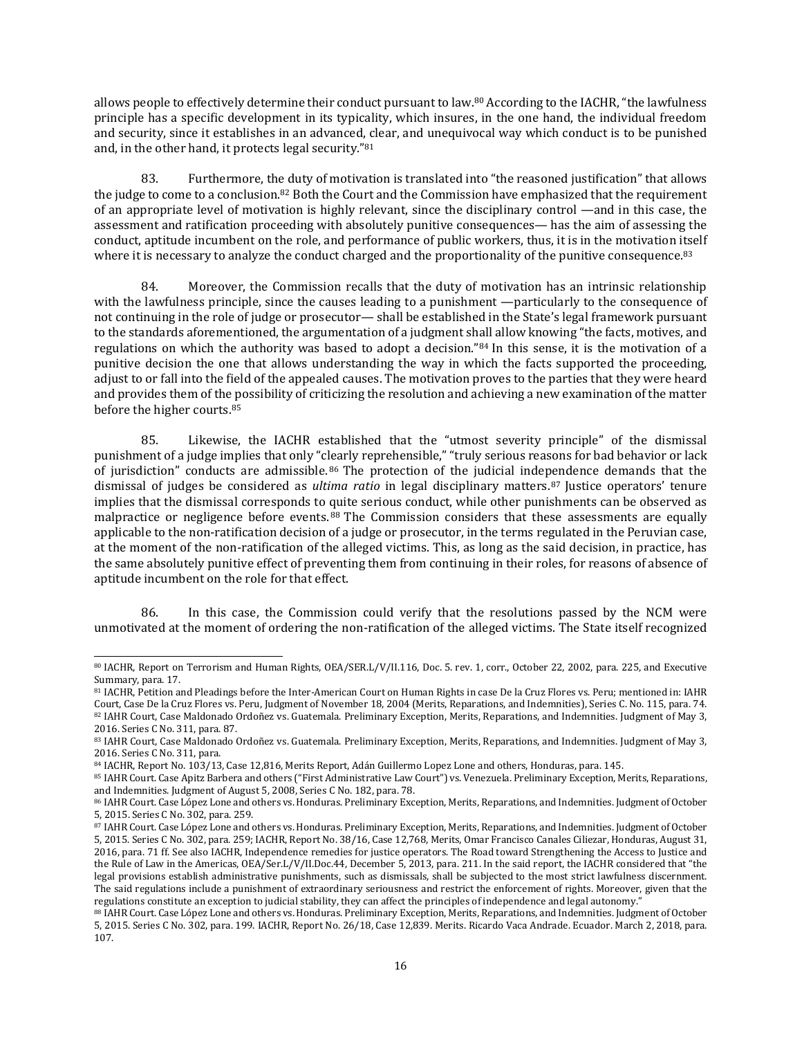allows people to effectively determine their conduct pursuant to law.[80] According to the IACHR, "the lawfulness principle has a specific development in its typicality, which insures, in the one hand, the individual freedom and security, since it establishes in an advanced, clear, and unequivocal way which conduct is to be punished and, in the other hand, it protects legal security."[81]

83. Furthermore, the duty of motivation is translated into "the reasoned justification" that allows the judge to come to a conclusion.[82] Both the Court and the Commission have emphasized that the requirement of an appropriate level of motivation is highly relevant, since the disciplinary control —and in this case, the assessment and ratification proceeding with absolutely punitive consequences— has the aim of assessing the conduct, aptitude incumbent on the role, and performance of public workers, thus, it is in the motivation itself where it is necessary to analyze the conduct charged and the proportionality of the punitive consequence.[83]

84. Moreover, the Commission recalls that the duty of motivation has an intrinsic relationship with the lawfulness principle, since the causes leading to a punishment —particularly to the consequence of not continuing in the role of judge or prosecutor— shall be established in the State's legal framework pursuant to the standards aforementioned, the argumentation of a judgment shall allow knowing "the facts, motives, and regulations on which the authority was based to adopt a decision."[84] In this sense, it is the motivation of a punitive decision the one that allows understanding the way in which the facts supported the proceeding, adjust to or fall into the field of the appealed causes. The motivation proves to the parties that they were heard and provides them of the possibility of criticizing the resolution and achieving a new examination of the matter before the higher courts.[85]

85. Likewise, the IACHR established that the "utmost severity principle" of the dismissal punishment of a judge implies that only "clearly reprehensible," "truly serious reasons for bad behavior or lack of jurisdiction" conducts are admissible.[86] The protection of the judicial independence demands that the dismissal of judges be considered as *ultima ratio* in legal disciplinary matters.[87] Justice operators' tenure implies that the dismissal corresponds to quite serious conduct, while other punishments can be observed as malpractice or negligence before events.[88] The Commission considers that these assessments are equally applicable to the non-ratification decision of a judge or prosecutor, in the terms regulated in the Peruvian case, at the moment of the non-ratification of the alleged victims. This, as long as the said decision, in practice, has the same absolutely punitive effect of preventing them from continuing in their roles, for reasons of absence of aptitude incumbent on the role for that effect.

86. In this case, the Commission could verify that the resolutions passed by the NCM were unmotivated at the moment of ordering the non-ratification of the alleged victims. The State itself recognized

---

[80] IACHR, Report on Terrorism and Human Rights, OEA/SER.L/V/II.116, Doc. 5. rev. 1, corr., October 22, 2002, para. 225, and Executive Summary, para. 17.

[81] IACHR, Petition and Pleadings before the Inter-American Court on Human Rights in case De la Cruz Flores vs. Peru; mentioned in: IAHR Court, Case De la Cruz Flores vs. Peru, Judgment of November 18, 2004 (Merits, Reparations, and Indemnities), Series C. No. 115, para. 74.

[82] IAHR Court, Case Maldonado Ordoñez vs. Guatemala. Preliminary Exception, Merits, Reparations, and Indemnities. Judgment of May 3, 2016. Series C No. 311, para. 87.

[83] IAHR Court, Case Maldonado Ordoñez vs. Guatemala. Preliminary Exception, Merits, Reparations, and Indemnities. Judgment of May 3, 2016. Series C No. 311, para.

[84] IACHR, Report No. 103/13, Case 12,816, Merits Report, Adán Guillermo Lopez Lone and others, Honduras, para. 145.

[85] IAHR Court. Case Apitz Barbera and others ("First Administrative Law Court") vs. Venezuela. Preliminary Exception, Merits, Reparations, and Indemnities. Judgment of August 5, 2008, Series C No. 182, para. 78.

[86] IAHR Court. Case López Lone and others vs. Honduras. Preliminary Exception, Merits, Reparations, and Indemnities. Judgment of October 5, 2015. Series C No. 302, para. 259.

[87] IAHR Court. Case López Lone and others vs. Honduras. Preliminary Exception, Merits, Reparations, and Indemnities. Judgment of October 5, 2015. Series C No. 302, para. 259; IACHR, Report No. 38/16, Case 12,768, Merits, Omar Francisco Canales Ciliezar, Honduras, August 31, 2016, para. 71 ff. See also IACHR, Independence remedies for justice operators. The Road toward Strengthening the Access to Justice and the Rule of Law in the Americas, OEA/Ser.L/V/II.Doc.44, December 5, 2013, para. 211. In the said report, the IACHR considered that "the legal provisions establish administrative punishments, such as dismissals, shall be subjected to the most strict lawfulness discernment. The said regulations include a punishment of extraordinary seriousness and restrict the enforcement of rights. Moreover, given that the regulations constitute an exception to judicial stability, they can affect the principles of independence and legal autonomy."

[88] IAHR Court. Case López Lone and others vs. Honduras. Preliminary Exception, Merits, Reparations, and Indemnities. Judgment of October 5, 2015. Series C No. 302, para. 199. IACHR, Report No. 26/18, Case 12,839. Merits. Ricardo Vaca Andrade. Ecuador. March 2, 2018, para. 107.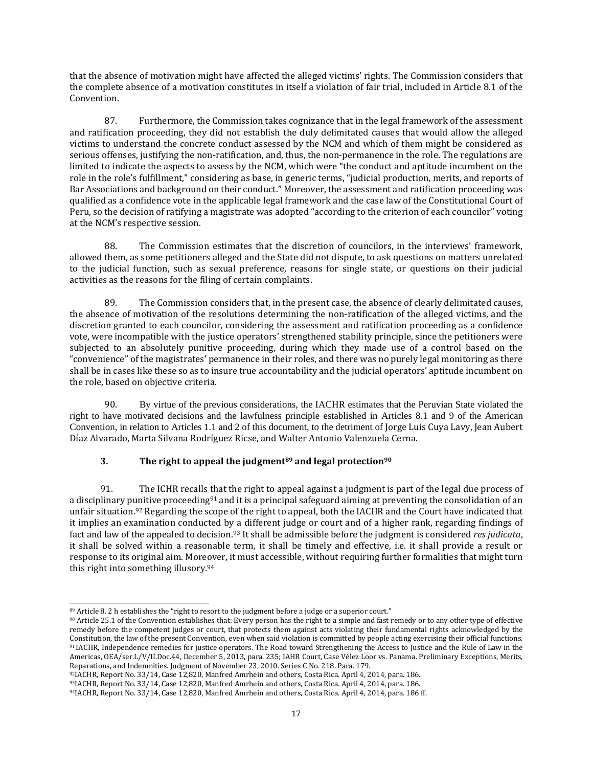that the absence of motivation might have affected the alleged victims' rights. The Commission considers that the complete absence of a motivation constitutes in itself a violation of fair trial, included in Article 8.1 of the Convention.

87. Furthermore, the Commission takes cognizance that in the legal framework of the assessment and ratification proceeding, they did not establish the duly delimitated causes that would allow the alleged victims to understand the concrete conduct assessed by the NCM and which of them might be considered as serious offenses, justifying the non-ratification, and, thus, the non-permanence in the role. The regulations are limited to indicate the aspects to assess by the NCM, which were "the conduct and aptitude incumbent on the role in the role's fulfillment," considering as base, in generic terms, "judicial production, merits, and reports of Bar Associations and background on their conduct." Moreover, the assessment and ratification proceeding was qualified as a confidence vote in the applicable legal framework and the case law of the Constitutional Court of Peru, so the decision of ratifying a magistrate was adopted "according to the criterion of each councilor" voting at the NCM's respective session.

88. The Commission estimates that the discretion of councilors, in the interviews' framework, allowed them, as some petitioners alleged and the State did not dispute, to ask questions on matters unrelated to the judicial function, such as sexual preference, reasons for single state, or questions on their judicial activities as the reasons for the filing of certain complaints.

89. The Commission considers that, in the present case, the absence of clearly delimitated causes, the absence of motivation of the resolutions determining the non-ratification of the alleged victims, and the discretion granted to each councilor, considering the assessment and ratification proceeding as a confidence vote, were incompatible with the justice operators' strengthened stability principle, since the petitioners were subjected to an absolutely punitive proceeding, during which they made use of a control based on the "convenience" of the magistrates' permanence in their roles, and there was no purely legal monitoring as there shall be in cases like these so as to insure true accountability and the judicial operators' aptitude incumbent on the role, based on objective criteria.

90. By virtue of the previous considerations, the IACHR estimates that the Peruvian State violated the right to have motivated decisions and the lawfulness principle established in Articles 8.1 and 9 of the American Convention, in relation to Articles 1.1 and 2 of this document, to the detriment of Jorge Luis Cuya Lavy, Jean Aubert Díaz Alvarado, Marta Silvana Rodríguez Ricse, and Walter Antonio Valenzuela Cerna.

### 3. The right to appeal the judgment[89] and legal protection[90]

91. The ICHR recalls that the right to appeal against a judgment is part of the legal due process of a disciplinary punitive proceeding[91] and it is a principal safeguard aiming at preventing the consolidation of an unfair situation.[92] Regarding the scope of the right to appeal, both the IACHR and the Court have indicated that it implies an examination conducted by a different judge or court and of a higher rank, regarding findings of fact and law of the appealed to decision.[93] It shall be admissible before the judgment is considered *res judicata*, it shall be solved within a reasonable term, it shall be timely and effective, i.e. it shall provide a result or response to its original aim. Moreover, it must accessible, without requiring further formalities that might turn this right into something illusory.[94]

---

[89] Article 8. 2 h establishes the "right to resort to the judgment before a judge or a superior court."

[90] Article 25.1 of the Convention establishes that: Every person has the right to a simple and fast remedy or to any other type of effective remedy before the competent judges or court, that protects them against acts violating their fundamental rights acknowledged by the Constitution, the law of the present Convention, even when said violation is committed by people acting exercising their official functions.

[91] IACHR, Independence remedies for justice operators. The Road toward Strengthening the Access to Justice and the Rule of Law in the Americas, OEA/ser.L/V/II.Doc.44, December 5, 2013, para. 235; IAHR Court, Case Vélez Loor vs. Panama. Preliminary Exceptions, Merits, Reparations, and Indemnities. Judgment of November 23, 2010. Series C No. 218. Para. 179.

[92] IACHR, Report No. 33/14, Case 12,820, Manfred Amrhein and others, Costa Rica. April 4, 2014, para. 186.

[93] IACHR, Report No. 33/14, Case 12,820, Manfred Amrhein and others, Costa Rica. April 4, 2014, para. 186.

[94] IACHR, Report No. 33/14, Case 12,820, Manfred Amrhein and others, Costa Rica. April 4, 2014, para. 186 ff.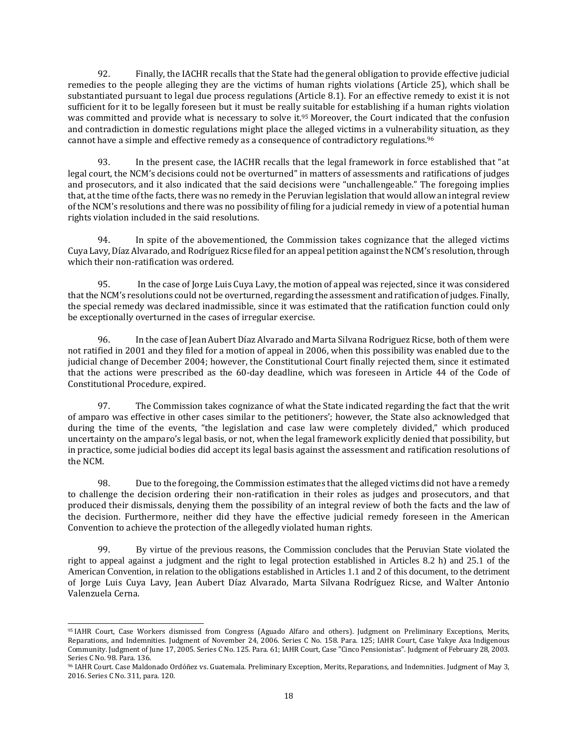92. Finally, the IACHR recalls that the State had the general obligation to provide effective judicial remedies to the people alleging they are the victims of human rights violations (Article 25), which shall be substantiated pursuant to legal due process regulations (Article 8.1). For an effective remedy to exist it is not sufficient for it to be legally foreseen but it must be really suitable for establishing if a human rights violation was committed and provide what is necessary to solve it.[95] Moreover, the Court indicated that the confusion and contradiction in domestic regulations might place the alleged victims in a vulnerability situation, as they cannot have a simple and effective remedy as a consequence of contradictory regulations.[96]

93. In the present case, the IACHR recalls that the legal framework in force established that "at legal court, the NCM's decisions could not be overturned" in matters of assessments and ratifications of judges and prosecutors, and it also indicated that the said decisions were "unchallengeable." The foregoing implies that, at the time of the facts, there was no remedy in the Peruvian legislation that would allow an integral review of the NCM's resolutions and there was no possibility of filing for a judicial remedy in view of a potential human rights violation included in the said resolutions.

94. In spite of the abovementioned, the Commission takes cognizance that the alleged victims Cuya Lavy, Díaz Alvarado, and Rodríguez Ricse filed for an appeal petition against the NCM's resolution, through which their non-ratification was ordered.

95. In the case of Jorge Luis Cuya Lavy, the motion of appeal was rejected, since it was considered that the NCM's resolutions could not be overturned, regarding the assessment and ratification of judges. Finally, the special remedy was declared inadmissible, since it was estimated that the ratification function could only be exceptionally overturned in the cases of irregular exercise.

96. In the case of Jean Aubert Díaz Alvarado and Marta Silvana Rodriguez Ricse, both of them were not ratified in 2001 and they filed for a motion of appeal in 2006, when this possibility was enabled due to the judicial change of December 2004; however, the Constitutional Court finally rejected them, since it estimated that the actions were prescribed as the 60-day deadline, which was foreseen in Article 44 of the Code of Constitutional Procedure, expired.

97. The Commission takes cognizance of what the State indicated regarding the fact that the writ of amparo was effective in other cases similar to the petitioners'; however, the State also acknowledged that during the time of the events, "the legislation and case law were completely divided," which produced uncertainty on the amparo's legal basis, or not, when the legal framework explicitly denied that possibility, but in practice, some judicial bodies did accept its legal basis against the assessment and ratification resolutions of the NCM.

98. Due to the foregoing, the Commission estimates that the alleged victims did not have a remedy to challenge the decision ordering their non-ratification in their roles as judges and prosecutors, and that produced their dismissals, denying them the possibility of an integral review of both the facts and the law of the decision. Furthermore, neither did they have the effective judicial remedy foreseen in the American Convention to achieve the protection of the allegedly violated human rights.

99. By virtue of the previous reasons, the Commission concludes that the Peruvian State violated the right to appeal against a judgment and the right to legal protection established in Articles 8.2 h) and 25.1 of the American Convention, in relation to the obligations established in Articles 1.1 and 2 of this document, to the detriment of Jorge Luis Cuya Lavy, Jean Aubert Díaz Alvarado, Marta Silvana Rodríguez Ricse, and Walter Antonio Valenzuela Cerna.

---

[95] IAHR Court, Case Workers dismissed from Congress (Aguado Alfaro and others). Judgment on Preliminary Exceptions, Merits, Reparations, and Indemnities. Judgment of November 24, 2006. Series C No. 158. Para. 125; IAHR Court, Case Yakye Axa Indigenous Community. Judgment of June 17, 2005. Series C No. 125. Para. 61; IAHR Court, Case "Cinco Pensionistas". Judgment of February 28, 2003. Series C No. 98. Para. 136.

[96] IAHR Court. Case Maldonado Ordóñez vs. Guatemala. Preliminary Exception, Merits, Reparations, and Indemnities. Judgment of May 3, 2016. Series C No. 311, para. 120.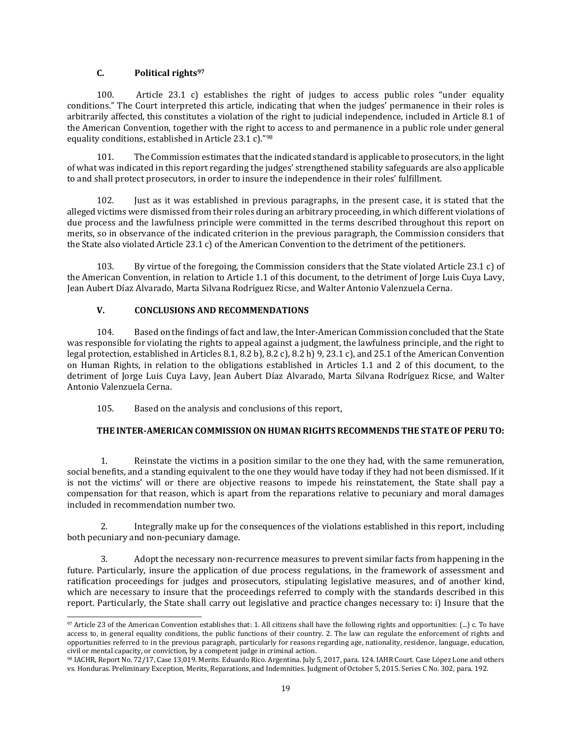### C. Political rights[97]

100. Article 23.1 c) establishes the right of judges to access public roles "under equality conditions." The Court interpreted this article, indicating that when the judges' permanence in their roles is arbitrarily affected, this constitutes a violation of the right to judicial independence, included in Article 8.1 of the American Convention, together with the right to access to and permanence in a public role under general equality conditions, established in Article 23.1 c)."[98]

101. The Commission estimates that the indicated standard is applicable to prosecutors, in the light of what was indicated in this report regarding the judges' strengthened stability safeguards are also applicable to and shall protect prosecutors, in order to insure the independence in their roles' fulfillment.

102. Just as it was established in previous paragraphs, in the present case, it is stated that the alleged victims were dismissed from their roles during an arbitrary proceeding, in which different violations of due process and the lawfulness principle were committed in the terms described throughout this report on merits, so in observance of the indicated criterion in the previous paragraph, the Commission considers that the State also violated Article 23.1 c) of the American Convention to the detriment of the petitioners.

103. By virtue of the foregoing, the Commission considers that the State violated Article 23.1 c) of the American Convention, in relation to Article 1.1 of this document, to the detriment of Jorge Luis Cuya Lavy, Jean Aubert Díaz Alvarado, Marta Silvana Rodríguez Ricse, and Walter Antonio Valenzuela Cerna.

## V. CONCLUSIONS AND RECOMMENDATIONS

104. Based on the findings of fact and law, the Inter-American Commission concluded that the State was responsible for violating the rights to appeal against a judgment, the lawfulness principle, and the right to legal protection, established in Articles 8.1, 8.2 b), 8.2 c), 8.2 h) 9, 23.1 c), and 25.1 of the American Convention on Human Rights, in relation to the obligations established in Articles 1.1 and 2 of this document, to the detriment of Jorge Luis Cuya Lavy, Jean Aubert Díaz Alvarado, Marta Silvana Rodríguez Ricse, and Walter Antonio Valenzuela Cerna.

105. Based on the analysis and conclusions of this report,

**THE INTER-AMERICAN COMMISSION ON HUMAN RIGHTS RECOMMENDS THE STATE OF PERU TO:**

1. Reinstate the victims in a position similar to the one they had, with the same remuneration, social benefits, and a standing equivalent to the one they would have today if they had not been dismissed. If it is not the victims' will or there are objective reasons to impede his reinstatement, the State shall pay a compensation for that reason, which is apart from the reparations relative to pecuniary and moral damages included in recommendation number two.

2. Integrally make up for the consequences of the violations established in this report, including both pecuniary and non-pecuniary damage.

3. Adopt the necessary non-recurrence measures to prevent similar facts from happening in the future. Particularly, insure the application of due process regulations, in the framework of assessment and ratification proceedings for judges and prosecutors, stipulating legislative measures, and of another kind, which are necessary to insure that the proceedings referred to comply with the standards described in this report. Particularly, the State shall carry out legislative and practice changes necessary to: i) Insure that the

---

[97] Article 23 of the American Convention establishes that: 1. All citizens shall have the following rights and opportunities: (...) c. To have access to, in general equality conditions, the public functions of their country. 2. The law can regulate the enforcement of rights and opportunities referred to in the previous paragraph, particularly for reasons regarding age, nationality, residence, language, education, civil or mental capacity, or conviction, by a competent judge in criminal action.

[98] IACHR, Report No. 72/17, Case 13,019. Merits. Eduardo Rico. Argentina. July 5, 2017, para. 124. IAHR Court. Case López Lone and others vs. Honduras. Preliminary Exception, Merits, Reparations, and Indemnities. Judgment of October 5, 2015. Series C No. 302, para. 192.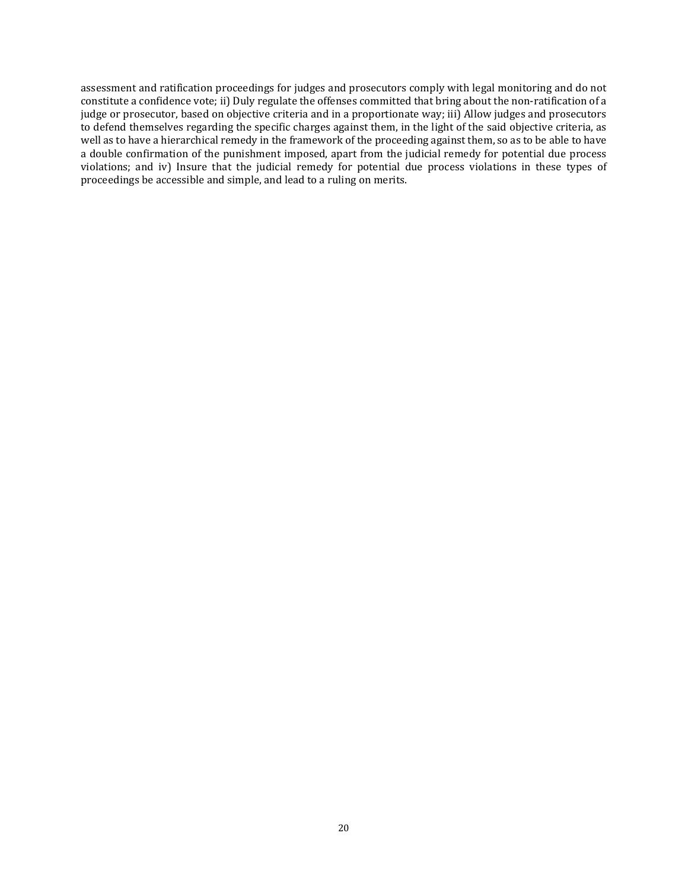assessment and ratification proceedings for judges and prosecutors comply with legal monitoring and do not constitute a confidence vote; ii) Duly regulate the offenses committed that bring about the non-ratification of a judge or prosecutor, based on objective criteria and in a proportionate way; iii) Allow judges and prosecutors to defend themselves regarding the specific charges against them, in the light of the said objective criteria, as well as to have a hierarchical remedy in the framework of the proceeding against them, so as to be able to have a double confirmation of the punishment imposed, apart from the judicial remedy for potential due process violations; and iv) Insure that the judicial remedy for potential due process violations in these types of proceedings be accessible and simple, and lead to a ruling on merits.